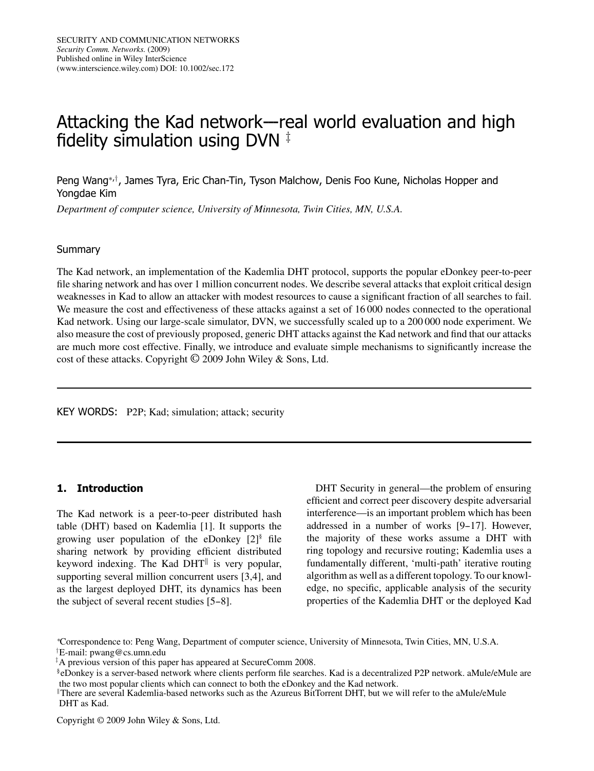# Attacking the Kad network—real world evaluation and high fidelity simulation using DVN [‡]

Peng Wang[*,†], James Tyra, Eric Chan-Tin, Tyson Malchow, Denis Foo Kune, Nicholas Hopper and Yongdae Kim

*Department of computer science, University of Minnesota, Twin Cities, MN, U.S.A.*

## Summary

The Kad network, an implementation of the Kademlia DHT protocol, supports the popular eDonkey peer-to-peer file sharing network and has over 1 million concurrent nodes. We describe several attacks that exploit critical design weaknesses in Kad to allow an attacker with modest resources to cause a significant fraction of all searches to fail. We measure the cost and effectiveness of these attacks against a set of 16 000 nodes connected to the operational Kad network. Using our large-scale simulator, DVN, we successfully scaled up to a 200 000 node experiment. We also measure the cost of previously proposed, generic DHT attacks against the Kad network and find that our attacks are much more cost effective. Finally, we introduce and evaluate simple mechanisms to significantly increase the cost of these attacks. Copyright © 2009 John Wiley & Sons, Ltd.

KEY WORDS: P2P; Kad; simulation; attack; security

## 1. Introduction

The Kad network is a peer-to-peer distributed hash table (DHT) based on Kademlia [1]. It supports the growing user population of the eDonkey [2][§] file sharing network by providing efficient distributed keyword indexing. The Kad DHT[||] is very popular, supporting several million concurrent users [3,4], and as the largest deployed DHT, its dynamics has been the subject of several recent studies [5–8].

DHT Security in general—the problem of ensuring efficient and correct peer discovery despite adversarial interference—is an important problem which has been addressed in a number of works [9–17]. However, the majority of these works assume a DHT with ring topology and recursive routing; Kademlia uses a fundamentally different, 'multi-path' iterative routing algorithm as well as a different topology. To our knowledge, no specific, applicable analysis of the security properties of the Kademlia DHT or the deployed Kad

[*] Correspondence to: Peng Wang, Department of computer science, University of Minnesota, Twin Cities, MN, U.S.A.

[†] E-mail: pwang@cs.umn.edu

[‡] A previous version of this paper has appeared at SecureComm 2008.

[§] eDonkey is a server-based network where clients perform file searches. Kad is a decentralized P2P network. aMule/eMule are the two most popular clients which can connect to both the eDonkey and the Kad network.

[||] There are several Kademlia-based networks such as the Azureus BitTorrent DHT, but we will refer to the aMule/eMule DHT as Kad.

Copyright © 2009 John Wiley & Sons, Ltd.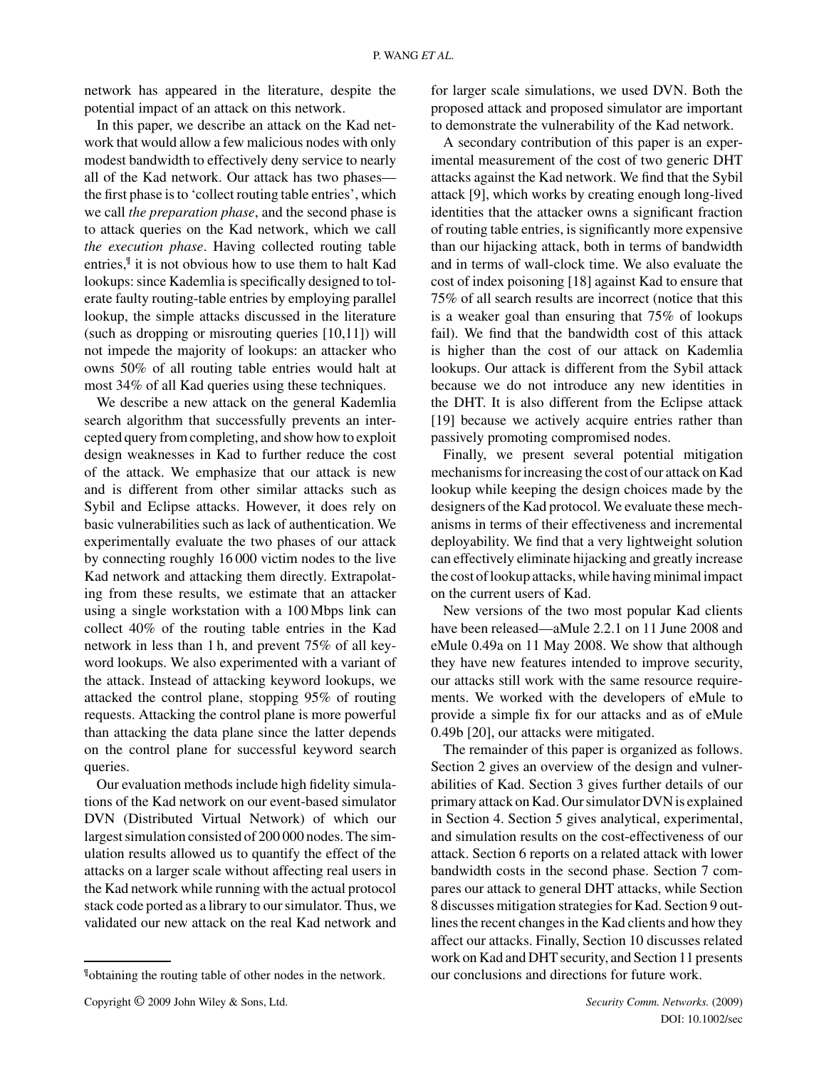network has appeared in the literature, despite the potential impact of an attack on this network.

In this paper, we describe an attack on the Kad network that would allow a few malicious nodes with only modest bandwidth to effectively deny service to nearly all of the Kad network. Our attack has two phases—the first phase is to 'collect routing table entries', which we call *the preparation phase*, and the second phase is to attack queries on the Kad network, which we call *the execution phase*. Having collected routing table entries,[¶] it is not obvious how to use them to halt Kad lookups: since Kademlia is specifically designed to tolerate faulty routing-table entries by employing parallel lookup, the simple attacks discussed in the literature (such as dropping or misrouting queries [10,11]) will not impede the majority of lookups: an attacker who owns 50% of all routing table entries would halt at most 34% of all Kad queries using these techniques.

We describe a new attack on the general Kademlia search algorithm that successfully prevents an intercepted query from completing, and show how to exploit design weaknesses in Kad to further reduce the cost of the attack. We emphasize that our attack is new and is different from other similar attacks such as Sybil and Eclipse attacks. However, it does rely on basic vulnerabilities such as lack of authentication. We experimentally evaluate the two phases of our attack by connecting roughly 16 000 victim nodes to the live Kad network and attacking them directly. Extrapolating from these results, we estimate that an attacker using a single workstation with a 100 Mbps link can collect 40% of the routing table entries in the Kad network in less than 1 h, and prevent 75% of all keyword lookups. We also experimented with a variant of the attack. Instead of attacking keyword lookups, we attacked the control plane, stopping 95% of routing requests. Attacking the control plane is more powerful than attacking the data plane since the latter depends on the control plane for successful keyword search queries.

Our evaluation methods include high fidelity simulations of the Kad network on our event-based simulator DVN (Distributed Virtual Network) of which our largest simulation consisted of 200 000 nodes. The simulation results allowed us to quantify the effect of the attacks on a larger scale without affecting real users in the Kad network while running with the actual protocol stack code ported as a library to our simulator. Thus, we validated our new attack on the real Kad network and for larger scale simulations, we used DVN. Both the proposed attack and proposed simulator are important to demonstrate the vulnerability of the Kad network.

A secondary contribution of this paper is an experimental measurement of the cost of two generic DHT attacks against the Kad network. We find that the Sybil attack [9], which works by creating enough long-lived identities that the attacker owns a significant fraction of routing table entries, is significantly more expensive than our hijacking attack, both in terms of bandwidth and in terms of wall-clock time. We also evaluate the cost of index poisoning [18] against Kad to ensure that 75% of all search results are incorrect (notice that this is a weaker goal than ensuring that 75% of lookups fail). We find that the bandwidth cost of this attack is higher than the cost of our attack on Kademlia lookups. Our attack is different from the Sybil attack because we do not introduce any new identities in the DHT. It is also different from the Eclipse attack [19] because we actively acquire entries rather than passively promoting compromised nodes.

Finally, we present several potential mitigation mechanisms for increasing the cost of our attack on Kad lookup while keeping the design choices made by the designers of the Kad protocol. We evaluate these mechanisms in terms of their effectiveness and incremental deployability. We find that a very lightweight solution can effectively eliminate hijacking and greatly increase the cost of lookup attacks, while having minimal impact on the current users of Kad.

New versions of the two most popular Kad clients have been released—aMule 2.2.1 on 11 June 2008 and eMule 0.49a on 11 May 2008. We show that although they have new features intended to improve security, our attacks still work with the same resource requirements. We worked with the developers of eMule to provide a simple fix for our attacks and as of eMule 0.49b [20], our attacks were mitigated.

The remainder of this paper is organized as follows. Section 2 gives an overview of the design and vulnerabilities of Kad. Section 3 gives further details of our primary attack on Kad. Our simulator DVN is explained in Section 4. Section 5 gives analytical, experimental, and simulation results on the cost-effectiveness of our attack. Section 6 reports on a related attack with lower bandwidth costs in the second phase. Section 7 compares our attack to general DHT attacks, while Section 8 discusses mitigation strategies for Kad. Section 9 outlines the recent changes in the Kad clients and how they affect our attacks. Finally, Section 10 discusses related work on Kad and DHT security, and Section 11 presents our conclusions and directions for future work.

[¶] obtaining the routing table of other nodes in the network.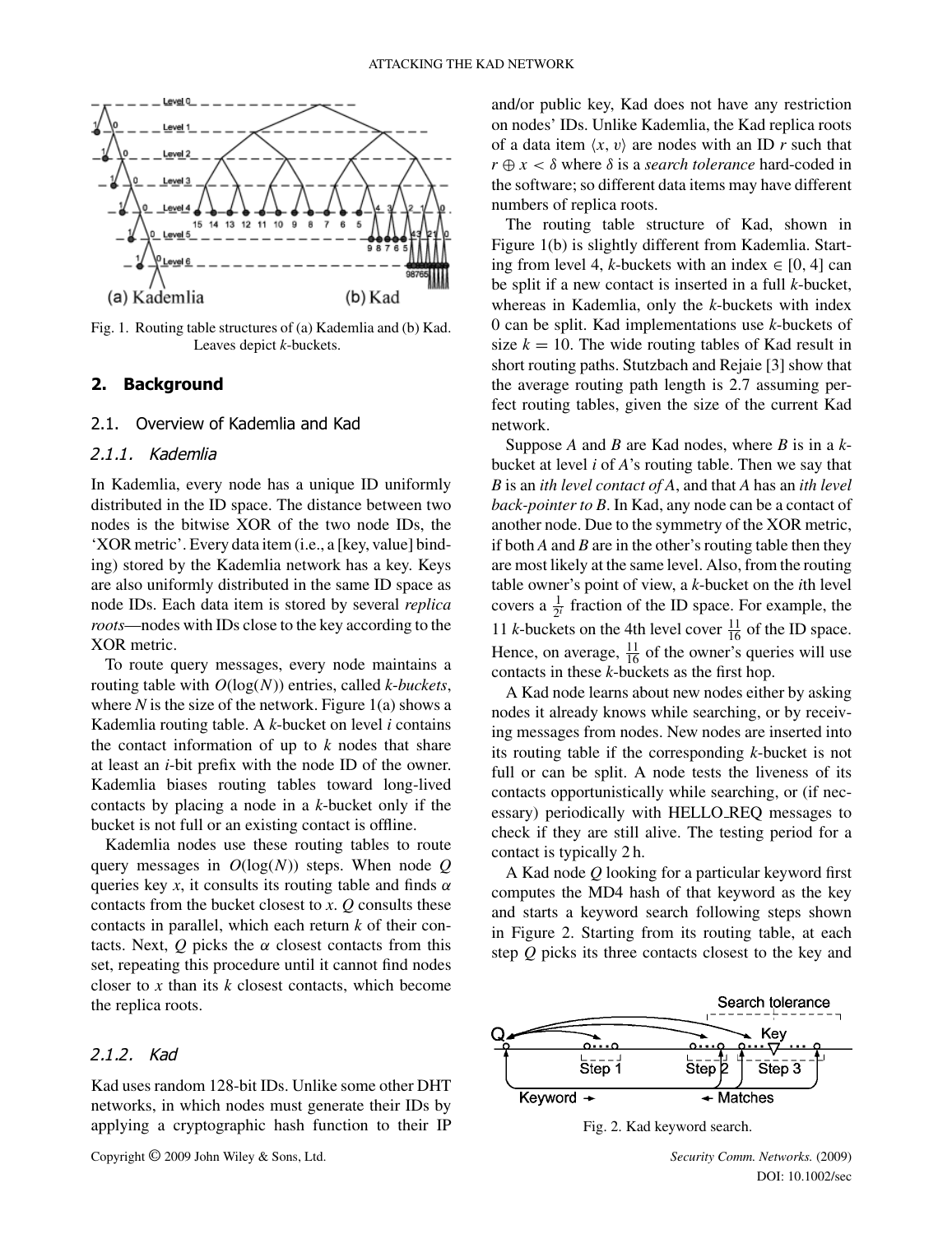Fig. 1. Routing table structures of (a) Kademlia and (b) Kad. Leaves depict $k$-buckets.

## 2. Background

### 2.1. Overview of Kademlia and Kad

#### 2.1.1. Kademlia

In Kademlia, every node has a unique ID uniformly distributed in the ID space. The distance between two nodes is the bitwise XOR of the two node IDs, the 'XOR metric'. Every data item (i.e., a [key, value] binding) stored by the Kademlia network has a key. Keys are also uniformly distributed in the same ID space as node IDs. Each data item is stored by several *replica roots*—nodes with IDs close to the key according to the XOR metric.

To route query messages, every node maintains a routing table with $O(\log(N))$ entries, called *k-buckets*, where $N$ is the size of the network. Figure 1(a) shows a Kademlia routing table. A $k$-bucket on level $i$ contains the contact information of up to $k$ nodes that share at least an $i$-bit prefix with the node ID of the owner. Kademlia biases routing tables toward long-lived contacts by placing a node in a $k$-bucket only if the bucket is not full or an existing contact is offline.

Kademlia nodes use these routing tables to route query messages in $O(\log(N))$ steps. When node $Q$ queries key $x$, it consults its routing table and finds $\alpha$ contacts from the bucket closest to $x$. $Q$ consults these contacts in parallel, which each return $k$ of their contacts. Next, $Q$ picks the $\alpha$ closest contacts from this set, repeating this procedure until it cannot find nodes closer to $x$ than its $k$ closest contacts, which become the replica roots.

#### 2.1.2. Kad

Kad uses random 128-bit IDs. Unlike some other DHT networks, in which nodes must generate their IDs by applying a cryptographic hash function to their IP and/or public key, Kad does not have any restriction on nodes' IDs. Unlike Kademlia, the Kad replica roots of a data item $\langle x, v \rangle$ are nodes with an ID $r$ such that $r \oplus x < \delta$ where $\delta$ is a *search tolerance* hard-coded in the software; so different data items may have different numbers of replica roots.

The routing table structure of Kad, shown in Figure 1(b) is slightly different from Kademlia. Starting from level 4, $k$-buckets with an index $\in [0, 4]$ can be split if a new contact is inserted in a full $k$-bucket, whereas in Kademlia, only the $k$-buckets with index 0 can be split. Kad implementations use $k$-buckets of size $k = 10$. The wide routing tables of Kad result in short routing paths. Stutzbach and Rejaie [3] show that the average routing path length is 2.7 assuming perfect routing tables, given the size of the current Kad network.

Suppose $A$ and $B$ are Kad nodes, where $B$ is in a $k$-bucket at level $i$ of $A$'s routing table. Then we say that $B$ is an *ith level contact of A*, and that $A$ has an *ith level back-pointer to B*. In Kad, any node can be a contact of another node. Due to the symmetry of the XOR metric, if both $A$ and $B$ are in the other's routing table then they are most likely at the same level. Also, from the routing table owner's point of view, a $k$-bucket on the $i$th level covers a $\frac{1}{2^i}$ fraction of the ID space. For example, the 11 $k$-buckets on the 4th level cover $\frac{11}{16}$ of the ID space. Hence, on average, $\frac{11}{16}$ of the owner's queries will use contacts in these $k$-buckets as the first hop.

A Kad node learns about new nodes either by asking nodes it already knows while searching, or by receiving messages from nodes. New nodes are inserted into its routing table if the corresponding $k$-bucket is not full or can be split. A node tests the liveness of its contacts opportunistically while searching, or (if necessary) periodically with HELLO_REQ messages to check if they are still alive. The testing period for a contact is typically 2 h.

A Kad node $Q$ looking for a particular keyword first computes the MD4 hash of that keyword as the key and starts a keyword search following steps shown in Figure 2. Starting from its routing table, at each step $Q$ picks its three contacts closest to the key and

Fig. 2. Kad keyword search.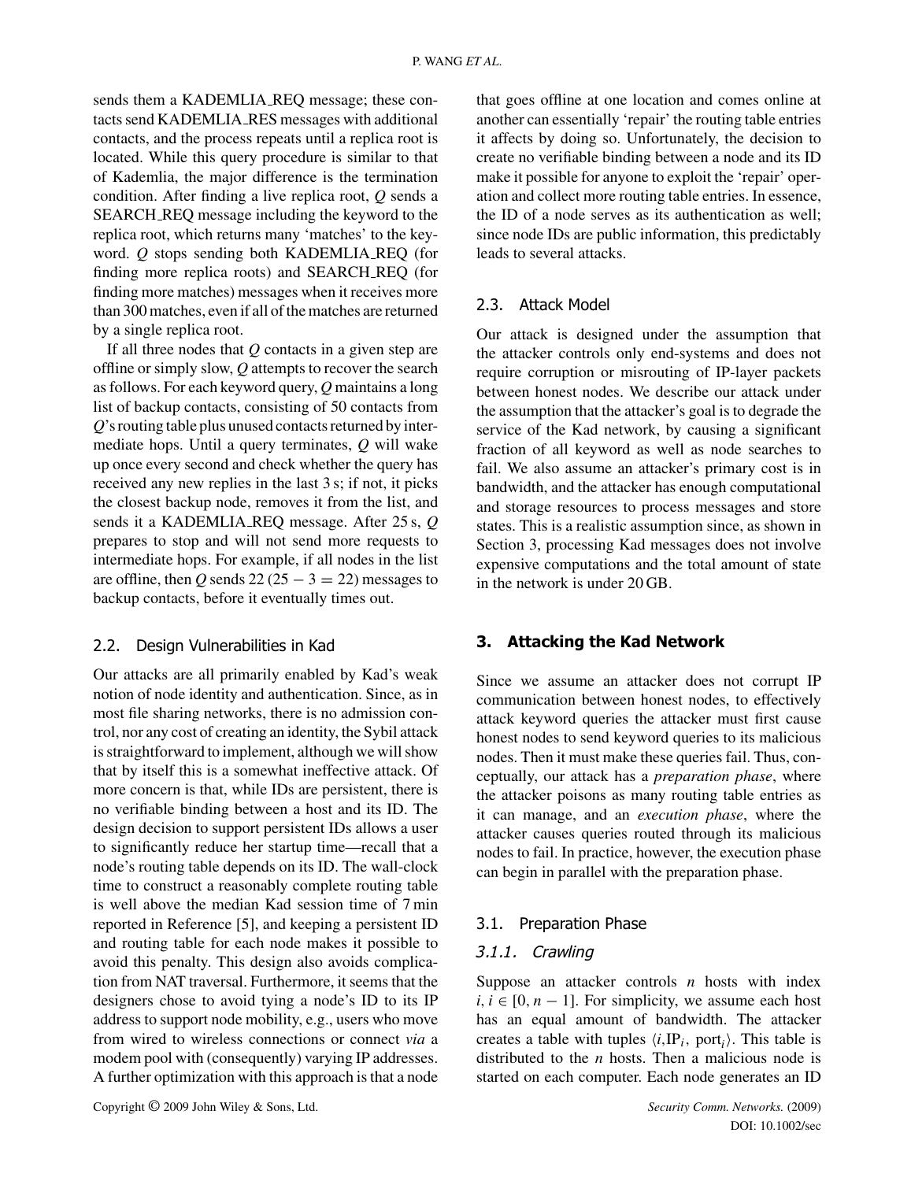sends them a KADEMLIA_REQ message; these contacts send KADEMLIA_RES messages with additional contacts, and the process repeats until a replica root is located. While this query procedure is similar to that of Kademlia, the major difference is the termination condition. After finding a live replica root, $Q$ sends a SEARCH_REQ message including the keyword to the replica root, which returns many 'matches' to the keyword. $Q$ stops sending both KADEMLIA_REQ (for finding more replica roots) and SEARCH_REQ (for finding more matches) messages when it receives more than 300 matches, even if all of the matches are returned by a single replica root.

If all three nodes that $Q$ contacts in a given step are offline or simply slow, $Q$ attempts to recover the search as follows. For each keyword query, $Q$ maintains a long list of backup contacts, consisting of 50 contacts from $Q$'s routing table plus unused contacts returned by intermediate hops. Until a query terminates, $Q$ will wake up once every second and check whether the query has received any new replies in the last 3 s; if not, it picks the closest backup node, removes it from the list, and sends it a KADEMLIA_REQ message. After 25 s, $Q$ prepares to stop and will not send more requests to intermediate hops. For example, if all nodes in the list are offline, then $Q$ sends 22 ($25 - 3 = 22$) messages to backup contacts, before it eventually times out.

### 2.2. Design Vulnerabilities in Kad

Our attacks are all primarily enabled by Kad's weak notion of node identity and authentication. Since, as in most file sharing networks, there is no admission control, nor any cost of creating an identity, the Sybil attack is straightforward to implement, although we will show that by itself this is a somewhat ineffective attack. Of more concern is that, while IDs are persistent, there is no verifiable binding between a host and its ID. The design decision to support persistent IDs allows a user to significantly reduce her startup time—recall that a node's routing table depends on its ID. The wall-clock time to construct a reasonably complete routing table is well above the median Kad session time of 7 min reported in Reference [5], and keeping a persistent ID and routing table for each node makes it possible to avoid this penalty. This design also avoids complication from NAT traversal. Furthermore, it seems that the designers chose to avoid tying a node's ID to its IP address to support node mobility, e.g., users who move from wired to wireless connections or connect *via* a modem pool with (consequently) varying IP addresses. A further optimization with this approach is that a node that goes offline at one location and comes online at another can essentially 'repair' the routing table entries it affects by doing so. Unfortunately, the decision to create no verifiable binding between a node and its ID make it possible for anyone to exploit the 'repair' operation and collect more routing table entries. In essence, the ID of a node serves as its authentication as well; since node IDs are public information, this predictably leads to several attacks.

### 2.3. Attack Model

Our attack is designed under the assumption that the attacker controls only end-systems and does not require corruption or misrouting of IP-layer packets between honest nodes. We describe our attack under the assumption that the attacker's goal is to degrade the service of the Kad network, by causing a significant fraction of all keyword as well as node searches to fail. We also assume an attacker's primary cost is in bandwidth, and the attacker has enough computational and storage resources to process messages and store states. This is a realistic assumption since, as shown in Section 3, processing Kad messages does not involve expensive computations and the total amount of state in the network is under 20 GB.

## 3. Attacking the Kad Network

Since we assume an attacker does not corrupt IP communication between honest nodes, to effectively attack keyword queries the attacker must first cause honest nodes to send keyword queries to its malicious nodes. Then it must make these queries fail. Thus, conceptually, our attack has a *preparation phase*, where the attacker poisons as many routing table entries as it can manage, and an *execution phase*, where the attacker causes queries routed through its malicious nodes to fail. In practice, however, the execution phase can begin in parallel with the preparation phase.

### 3.1. Preparation Phase

#### *3.1.1. Crawling*

Suppose an attacker controls $n$ hosts with index $i$, $i \in [0, n-1]$. For simplicity, we assume each host has an equal amount of bandwidth. The attacker creates a table with tuples $\langle i, \mathrm{IP}_i, \mathrm{port}_i \rangle$. This table is distributed to the $n$ hosts. Then a malicious node is started on each computer. Each node generates an ID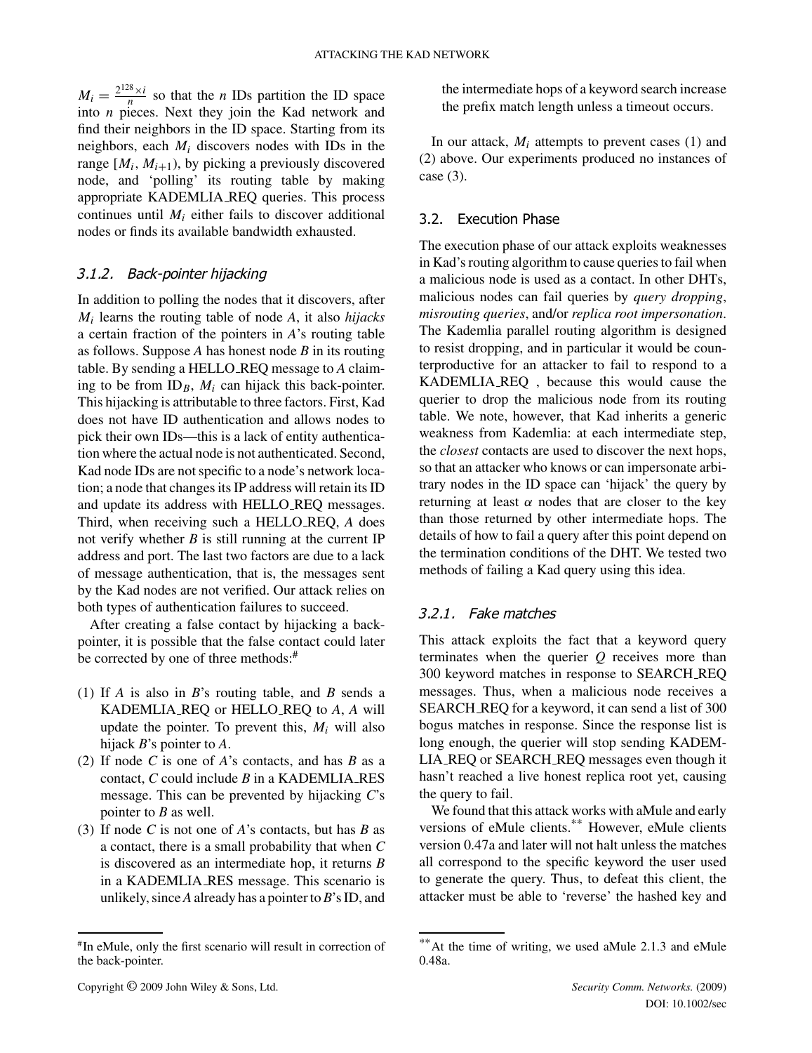$M_i = \frac{2^{128} \times i}{n}$ so that the $n$ IDs partition the ID space into $n$ pieces. Next they join the Kad network and find their neighbors in the ID space. Starting from its neighbors, each $M_i$ discovers nodes with IDs in the range $[M_i, M_{i+1})$, by picking a previously discovered node, and 'polling' its routing table by making appropriate KADEMLIA_REQ queries. This process continues until $M_i$ either fails to discover additional nodes or finds its available bandwidth exhausted.

### 3.1.2. Back-pointer hijacking

In addition to polling the nodes that it discovers, after $M_i$ learns the routing table of node $A$, it also *hijacks* a certain fraction of the pointers in $A$'s routing table as follows. Suppose $A$ has honest node $B$ in its routing table. By sending a HELLO_REQ message to $A$ claiming to be from $ID_B$, $M_i$ can hijack this back-pointer. This hijacking is attributable to three factors. First, Kad does not have ID authentication and allows nodes to pick their own IDs—this is a lack of entity authentication where the actual node is not authenticated. Second, Kad node IDs are not specific to a node's network location; a node that changes its IP address will retain its ID and update its address with HELLO_REQ messages. Third, when receiving such a HELLO_REQ, $A$ does not verify whether $B$ is still running at the current IP address and port. The last two factors are due to a lack of message authentication, that is, the messages sent by the Kad nodes are not verified. Our attack relies on both types of authentication failures to succeed.

After creating a false contact by hijacking a back-pointer, it is possible that the false contact could later be corrected by one of three methods:[#]

(1) If $A$ is also in $B$'s routing table, and $B$ sends a KADEMLIA_REQ or HELLO_REQ to $A$, $A$ will update the pointer. To prevent this, $M_i$ will also hijack $B$'s pointer to $A$.
(2) If node $C$ is one of $A$'s contacts, and has $B$ as a contact, $C$ could include $B$ in a KADEMLIA_RES message. This can be prevented by hijacking $C$'s pointer to $B$ as well.
(3) If node $C$ is not one of $A$'s contacts, but has $B$ as a contact, there is a small probability that when $C$ is discovered as an intermediate hop, it returns $B$ in a KADEMLIA_RES message. This scenario is unlikely, since $A$ already has a pointer to $B$'s ID, and the intermediate hops of a keyword search increase the prefix match length unless a timeout occurs.

In our attack, $M_i$ attempts to prevent cases (1) and (2) above. Our experiments produced no instances of case (3).

## 3.2. Execution Phase

The execution phase of our attack exploits weaknesses in Kad's routing algorithm to cause queries to fail when a malicious node is used as a contact. In other DHTs, malicious nodes can fail queries by *query dropping*, *misrouting queries*, and/or *replica root impersonation*. The Kademlia parallel routing algorithm is designed to resist dropping, and in particular it would be counterproductive for an attacker to fail to respond to a KADEMLIA_REQ , because this would cause the querier to drop the malicious node from its routing table. We note, however, that Kad inherits a generic weakness from Kademlia: at each intermediate step, the *closest* contacts are used to discover the next hops, so that an attacker who knows or can impersonate arbitrary nodes in the ID space can 'hijack' the query by returning at least $\alpha$ nodes that are closer to the key than those returned by other intermediate hops. The details of how to fail a query after this point depend on the termination conditions of the DHT. We tested two methods of failing a Kad query using this idea.

### 3.2.1. Fake matches

This attack exploits the fact that a keyword query terminates when the querier $Q$ receives more than 300 keyword matches in response to SEARCH_REQ messages. Thus, when a malicious node receives a SEARCH_REQ for a keyword, it can send a list of 300 bogus matches in response. Since the response list is long enough, the querier will stop sending KADEMLIA_REQ or SEARCH_REQ messages even though it hasn't reached a live honest replica root yet, causing the query to fail.

We found that this attack works with aMule and early versions of eMule clients.[**] However, eMule clients version 0.47a and later will not halt unless the matches all correspond to the specific keyword the user used to generate the query. Thus, to defeat this client, the attacker must be able to 'reverse' the hashed key and

---

[#] In eMule, only the first scenario will result in correction of the back-pointer.

[**] At the time of writing, we used aMule 2.1.3 and eMule 0.48a.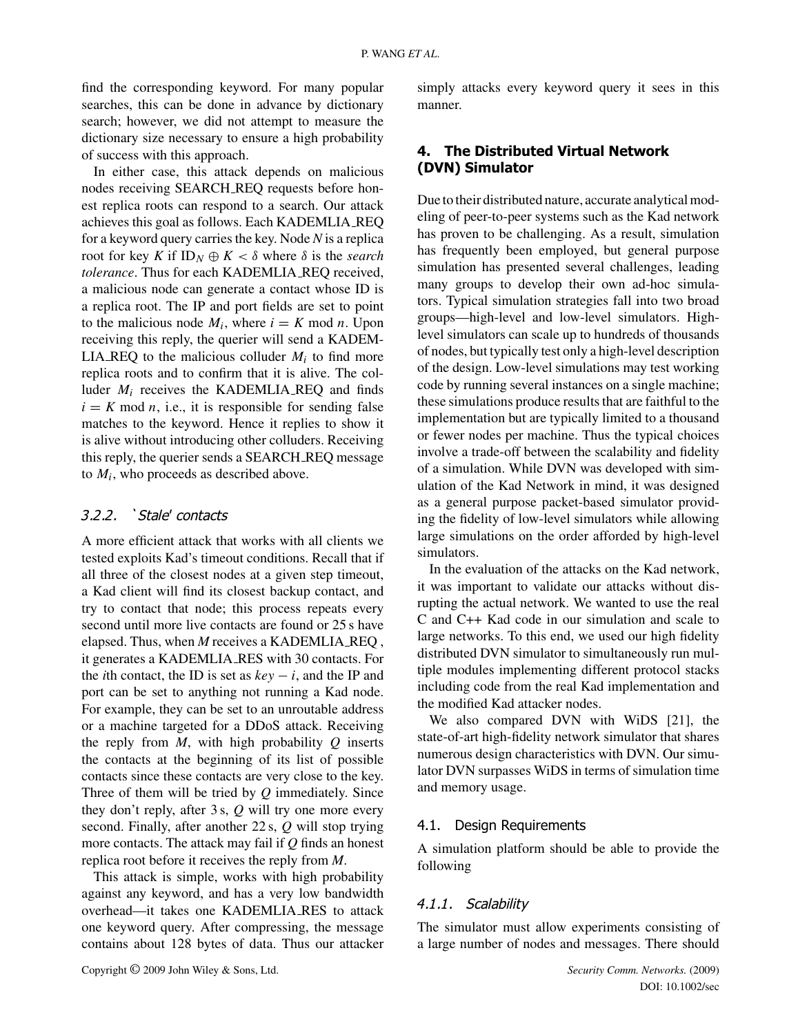find the corresponding keyword. For many popular searches, this can be done in advance by dictionary search; however, we did not attempt to measure the dictionary size necessary to ensure a high probability of success with this approach.

In either case, this attack depends on malicious nodes receiving SEARCH_REQ requests before honest replica roots can respond to a search. Our attack achieves this goal as follows. Each KADEMLIA_REQ for a keyword query carries the key. Node $N$ is a replica root for key $K$ if $\mathrm{ID}_N \oplus K < \delta$ where $\delta$ is the *search tolerance*. Thus for each KADEMLIA_REQ received, a malicious node can generate a contact whose ID is a replica root. The IP and port fields are set to point to the malicious node $M_i$, where $i = K \bmod n$. Upon receiving this reply, the querier will send a KADEMLIA_REQ to the malicious colluder $M_i$ to find more replica roots and to confirm that it is alive. The colluder $M_i$ receives the KADEMLIA_REQ and finds $i = K \bmod n$, i.e., it is responsible for sending false matches to the keyword. Hence it replies to show it is alive without introducing other colluders. Receiving this reply, the querier sends a SEARCH_REQ message to $M_i$, who proceeds as described above.

#### 3.2.2. 'Stale' contacts

A more efficient attack that works with all clients we tested exploits Kad's timeout conditions. Recall that if all three of the closest nodes at a given step timeout, a Kad client will find its closest backup contact, and try to contact that node; this process repeats every second until more live contacts are found or 25 s have elapsed. Thus, when $M$ receives a KADEMLIA_REQ , it generates a KADEMLIA_RES with 30 contacts. For the $i$th contact, the ID is set as $key - i$, and the IP and port can be set to anything not running a Kad node. For example, they can be set to an unroutable address or a machine targeted for a DDoS attack. Receiving the reply from $M$, with high probability $Q$ inserts the contacts at the beginning of its list of possible contacts since these contacts are very close to the key. Three of them will be tried by $Q$ immediately. Since they don't reply, after 3 s, $Q$ will try one more every second. Finally, after another 22 s, $Q$ will stop trying more contacts. The attack may fail if $Q$ finds an honest replica root before it receives the reply from $M$.

This attack is simple, works with high probability against any keyword, and has a very low bandwidth overhead—it takes one KADEMLIA_RES to attack one keyword query. After compressing, the message contains about 128 bytes of data. Thus our attacker simply attacks every keyword query it sees in this manner.

## 4. The Distributed Virtual Network (DVN) Simulator

Due to their distributed nature, accurate analytical modeling of peer-to-peer systems such as the Kad network has proven to be challenging. As a result, simulation has frequently been employed, but general purpose simulation has presented several challenges, leading many groups to develop their own ad-hoc simulators. Typical simulation strategies fall into two broad groups—high-level and low-level simulators. High-level simulators can scale up to hundreds of thousands of nodes, but typically test only a high-level description of the design. Low-level simulations may test working code by running several instances on a single machine; these simulations produce results that are faithful to the implementation but are typically limited to a thousand or fewer nodes per machine. Thus the typical choices involve a trade-off between the scalability and fidelity of a simulation. While DVN was developed with simulation of the Kad Network in mind, it was designed as a general purpose packet-based simulator providing the fidelity of low-level simulators while allowing large simulations on the order afforded by high-level simulators.

In the evaluation of the attacks on the Kad network, it was important to validate our attacks without disrupting the actual network. We wanted to use the real C and C++ Kad code in our simulation and scale to large networks. To this end, we used our high fidelity distributed DVN simulator to simultaneously run multiple modules implementing different protocol stacks including code from the real Kad implementation and the modified Kad attacker nodes.

We also compared DVN with WiDS [21], the state-of-art high-fidelity network simulator that shares numerous design characteristics with DVN. Our simulator DVN surpasses WiDS in terms of simulation time and memory usage.

### 4.1. Design Requirements

A simulation platform should be able to provide the following

#### 4.1.1. Scalability

The simulator must allow experiments consisting of a large number of nodes and messages. There should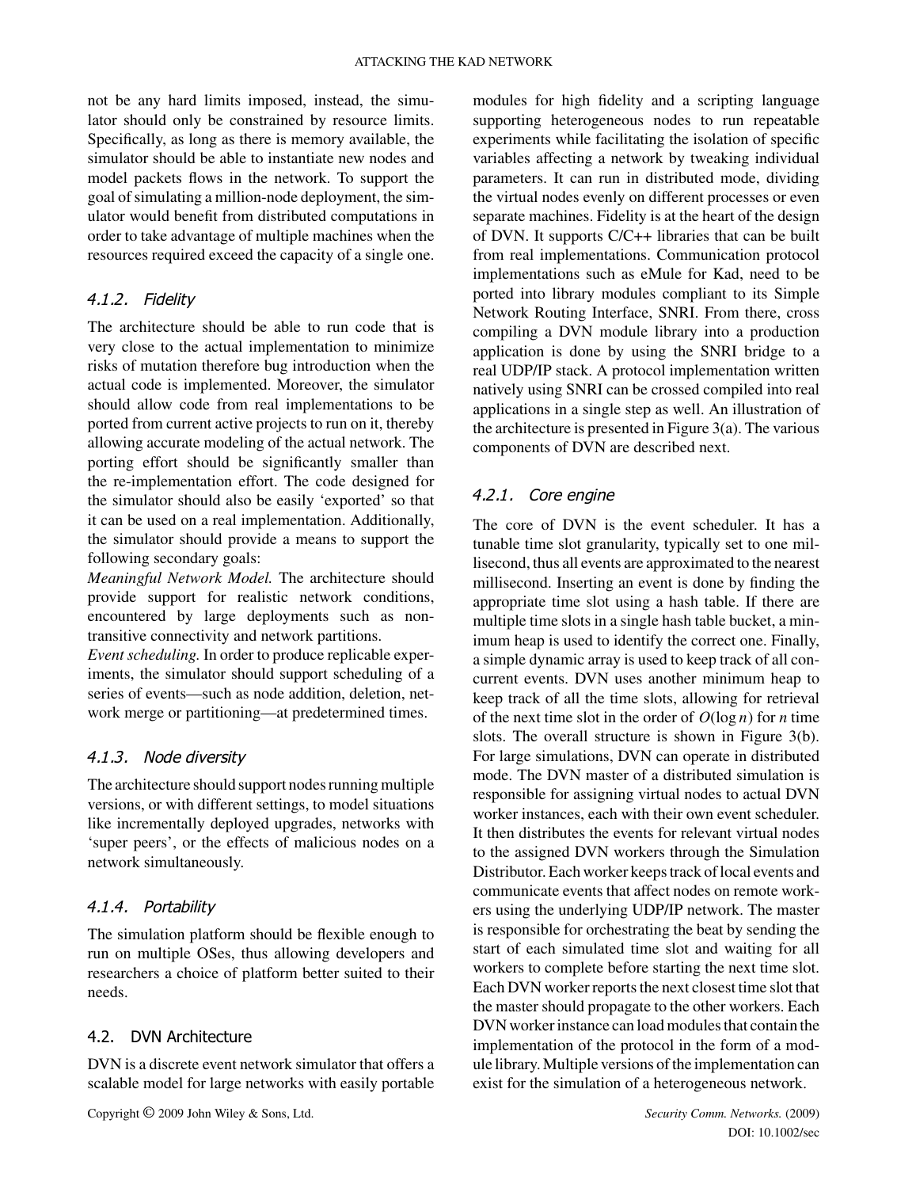not be any hard limits imposed, instead, the simulator should only be constrained by resource limits. Specifically, as long as there is memory available, the simulator should be able to instantiate new nodes and model packets flows in the network. To support the goal of simulating a million-node deployment, the simulator would benefit from distributed computations in order to take advantage of multiple machines when the resources required exceed the capacity of a single one.

#### 4.1.2. Fidelity

The architecture should be able to run code that is very close to the actual implementation to minimize risks of mutation therefore bug introduction when the actual code is implemented. Moreover, the simulator should allow code from real implementations to be ported from current active projects to run on it, thereby allowing accurate modeling of the actual network. The porting effort should be significantly smaller than the re-implementation effort. The code designed for the simulator should also be easily 'exported' so that it can be used on a real implementation. Additionally, the simulator should provide a means to support the following secondary goals:

*Meaningful Network Model.* The architecture should provide support for realistic network conditions, encountered by large deployments such as non-transitive connectivity and network partitions.

*Event scheduling.* In order to produce replicable experiments, the simulator should support scheduling of a series of events—such as node addition, deletion, network merge or partitioning—at predetermined times.

#### 4.1.3. Node diversity

The architecture should support nodes running multiple versions, or with different settings, to model situations like incrementally deployed upgrades, networks with 'super peers', or the effects of malicious nodes on a network simultaneously.

#### 4.1.4. Portability

The simulation platform should be flexible enough to run on multiple OSes, thus allowing developers and researchers a choice of platform better suited to their needs.

### 4.2. DVN Architecture

DVN is a discrete event network simulator that offers a scalable model for large networks with easily portable modules for high fidelity and a scripting language supporting heterogeneous nodes to run repeatable experiments while facilitating the isolation of specific variables affecting a network by tweaking individual parameters. It can run in distributed mode, dividing the virtual nodes evenly on different processes or even separate machines. Fidelity is at the heart of the design of DVN. It supports C/C++ libraries that can be built from real implementations. Communication protocol implementations such as eMule for Kad, need to be ported into library modules compliant to its Simple Network Routing Interface, SNRI. From there, cross compiling a DVN module library into a production application is done by using the SNRI bridge to a real UDP/IP stack. A protocol implementation written natively using SNRI can be crossed compiled into real applications in a single step as well. An illustration of the architecture is presented in Figure 3(a). The various components of DVN are described next.

#### 4.2.1. Core engine

The core of DVN is the event scheduler. It has a tunable time slot granularity, typically set to one millisecond, thus all events are approximated to the nearest millisecond. Inserting an event is done by finding the appropriate time slot using a hash table. If there are multiple time slots in a single hash table bucket, a minimum heap is used to identify the correct one. Finally, a simple dynamic array is used to keep track of all concurrent events. DVN uses another minimum heap to keep track of all the time slots, allowing for retrieval of the next time slot in the order of $O(\log n)$ for $n$ time slots. The overall structure is shown in Figure 3(b). For large simulations, DVN can operate in distributed mode. The DVN master of a distributed simulation is responsible for assigning virtual nodes to actual DVN worker instances, each with their own event scheduler. It then distributes the events for relevant virtual nodes to the assigned DVN workers through the Simulation Distributor. Each worker keeps track of local events and communicate events that affect nodes on remote workers using the underlying UDP/IP network. The master is responsible for orchestrating the beat by sending the start of each simulated time slot and waiting for all workers to complete before starting the next time slot. Each DVN worker reports the next closest time slot that the master should propagate to the other workers. Each DVN worker instance can load modules that contain the implementation of the protocol in the form of a module library. Multiple versions of the implementation can exist for the simulation of a heterogeneous network.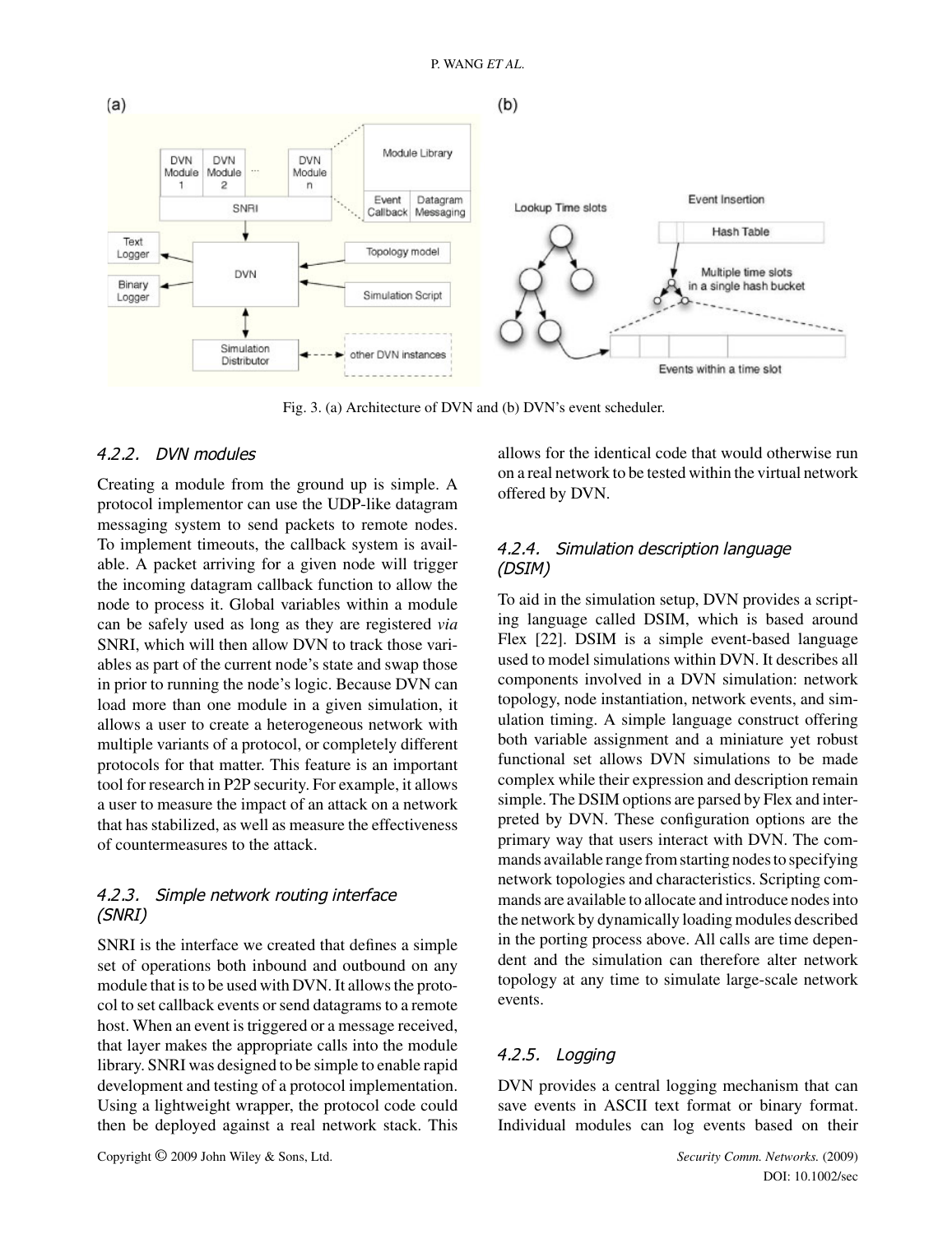Fig. 3. (a) Architecture of DVN and (b) DVN's event scheduler.

#### 4.2.2. DVN modules

Creating a module from the ground up is simple. A protocol implementor can use the UDP-like datagram messaging system to send packets to remote nodes. To implement timeouts, the callback system is available. A packet arriving for a given node will trigger the incoming datagram callback function to allow the node to process it. Global variables within a module can be safely used as long as they are registered *via* SNRI, which will then allow DVN to track those variables as part of the current node's state and swap those in prior to running the node's logic. Because DVN can load more than one module in a given simulation, it allows a user to create a heterogeneous network with multiple variants of a protocol, or completely different protocols for that matter. This feature is an important tool for research in P2P security. For example, it allows a user to measure the impact of an attack on a network that has stabilized, as well as measure the effectiveness of countermeasures to the attack.

#### 4.2.3. Simple network routing interface (SNRI)

SNRI is the interface we created that defines a simple set of operations both inbound and outbound on any module that is to be used with DVN. It allows the protocol to set callback events or send datagrams to a remote host. When an event is triggered or a message received, that layer makes the appropriate calls into the module library. SNRI was designed to be simple to enable rapid development and testing of a protocol implementation. Using a lightweight wrapper, the protocol code could then be deployed against a real network stack. This allows for the identical code that would otherwise run on a real network to be tested within the virtual network offered by DVN.

#### 4.2.4. Simulation description language (DSIM)

To aid in the simulation setup, DVN provides a scripting language called DSIM, which is based around Flex [22]. DSIM is a simple event-based language used to model simulations within DVN. It describes all components involved in a DVN simulation: network topology, node instantiation, network events, and simulation timing. A simple language construct offering both variable assignment and a miniature yet robust functional set allows DVN simulations to be made complex while their expression and description remain simple. The DSIM options are parsed by Flex and interpreted by DVN. These configuration options are the primary way that users interact with DVN. The commands available range from starting nodes to specifying network topologies and characteristics. Scripting commands are available to allocate and introduce nodes into the network by dynamically loading modules described in the porting process above. All calls are time dependent and the simulation can therefore alter network topology at any time to simulate large-scale network events.

#### 4.2.5. Logging

DVN provides a central logging mechanism that can save events in ASCII text format or binary format. Individual modules can log events based on their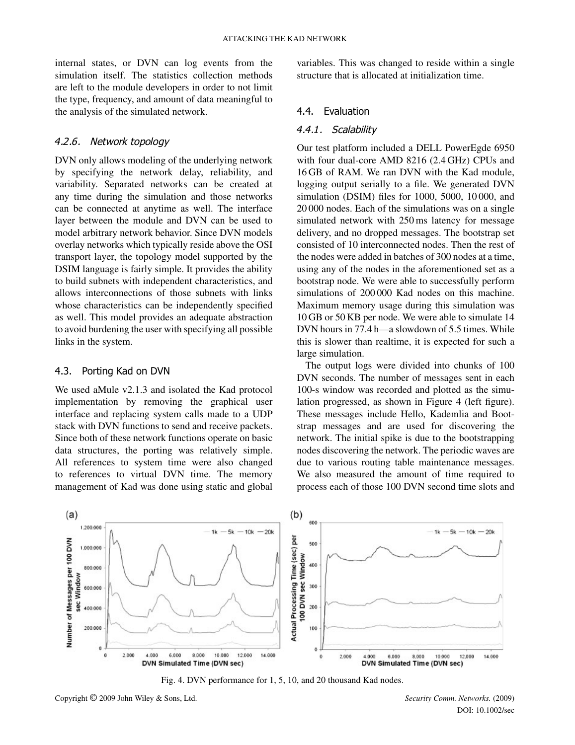internal states, or DVN can log events from the simulation itself. The statistics collection methods are left to the module developers in order to not limit the type, frequency, and amount of data meaningful to the analysis of the simulated network.

#### *4.2.6. Network topology*

DVN only allows modeling of the underlying network by specifying the network delay, reliability, and variability. Separated networks can be created at any time during the simulation and those networks can be connected at anytime as well. The interface layer between the module and DVN can be used to model arbitrary network behavior. Since DVN models overlay networks which typically reside above the OSI transport layer, the topology model supported by the DSIM language is fairly simple. It provides the ability to build subnets with independent characteristics, and allows interconnections of those subnets with links whose characteristics can be independently specified as well. This model provides an adequate abstraction to avoid burdening the user with specifying all possible links in the system.

### 4.3. Porting Kad on DVN

We used aMule v2.1.3 and isolated the Kad protocol implementation by removing the graphical user interface and replacing system calls made to a UDP stack with DVN functions to send and receive packets. Since both of these network functions operate on basic data structures, the porting was relatively simple. All references to system time were also changed to references to virtual DVN time. The memory management of Kad was done using static and global variables. This was changed to reside within a single structure that is allocated at initialization time.

### 4.4. Evaluation

#### *4.4.1. Scalability*

Our test platform included a DELL PowerEgde 6950 with four dual-core AMD 8216 (2.4 GHz) CPUs and 16 GB of RAM. We ran DVN with the Kad module, logging output serially to a file. We generated DVN simulation (DSIM) files for 1000, 5000, 10 000, and 20 000 nodes. Each of the simulations was on a single simulated network with 250 ms latency for message delivery, and no dropped messages. The bootstrap set consisted of 10 interconnected nodes. Then the rest of the nodes were added in batches of 300 nodes at a time, using any of the nodes in the aforementioned set as a bootstrap node. We were able to successfully perform simulations of 200 000 Kad nodes on this machine. Maximum memory usage during this simulation was 10 GB or 50 KB per node. We were able to simulate 14 DVN hours in 77.4 h—a slowdown of 5.5 times. While this is slower than realtime, it is expected for such a large simulation.

The output logs were divided into chunks of 100 DVN seconds. The number of messages sent in each 100-s window was recorded and plotted as the simulation progressed, as shown in Figure 4 (left figure). These messages include Hello, Kademlia and Bootstrap messages and are used for discovering the network. The initial spike is due to the bootstrapping nodes discovering the network. The periodic waves are due to various routing table maintenance messages. We also measured the amount of time required to process each of those 100 DVN second time slots and

Fig. 4. DVN performance for 1, 5, 10, and 20 thousand Kad nodes.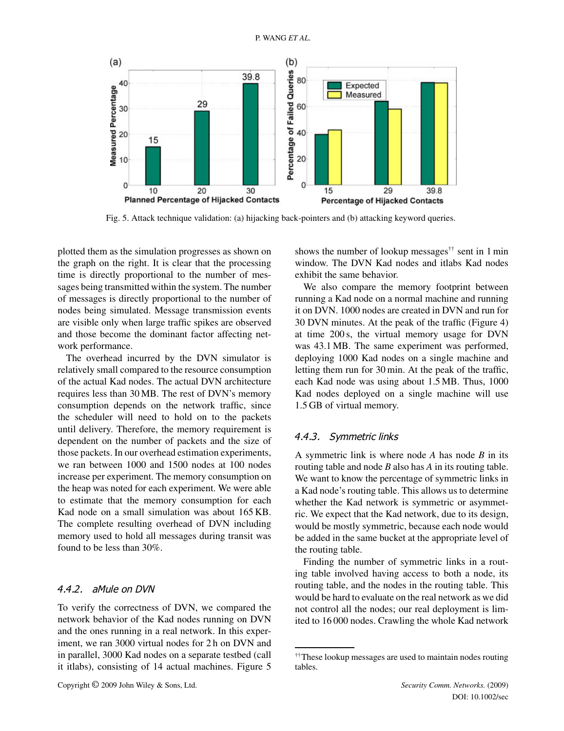Fig. 5. Attack technique validation: (a) hijacking back-pointers and (b) attacking keyword queries.

plotted them as the simulation progresses as shown on the graph on the right. It is clear that the processing time is directly proportional to the number of messages being transmitted within the system. The number of messages is directly proportional to the number of nodes being simulated. Message transmission events are visible only when large traffic spikes are observed and those become the dominant factor affecting network performance.

The overhead incurred by the DVN simulator is relatively small compared to the resource consumption of the actual Kad nodes. The actual DVN architecture requires less than 30 MB. The rest of DVN's memory consumption depends on the network traffic, since the scheduler will need to hold on to the packets until delivery. Therefore, the memory requirement is dependent on the number of packets and the size of those packets. In our overhead estimation experiments, we ran between 1000 and 1500 nodes at 100 nodes increase per experiment. The memory consumption on the heap was noted for each experiment. We were able to estimate that the memory consumption for each Kad node on a small simulation was about 165 KB. The complete resulting overhead of DVN including memory used to hold all messages during transit was found to be less than 30%.

### 4.4.2. aMule on DVN

To verify the correctness of DVN, we compared the network behavior of the Kad nodes running on DVN and the ones running in a real network. In this experiment, we ran 3000 virtual nodes for 2 h on DVN and in parallel, 3000 Kad nodes on a separate testbed (call it itlabs), consisting of 14 actual machines. Figure 5 shows the number of lookup messages[††] sent in 1 min window. The DVN Kad nodes and itlabs Kad nodes exhibit the same behavior.

We also compare the memory footprint between running a Kad node on a normal machine and running it on DVN. 1000 nodes are created in DVN and run for 30 DVN minutes. At the peak of the traffic (Figure 4) at time 200 s, the virtual memory usage for DVN was 43.1 MB. The same experiment was performed, deploying 1000 Kad nodes on a single machine and letting them run for 30 min. At the peak of the traffic, each Kad node was using about 1.5 MB. Thus, 1000 Kad nodes deployed on a single machine will use 1.5 GB of virtual memory.

### 4.4.3. Symmetric links

A symmetric link is where node *A* has node *B* in its routing table and node *B* also has *A* in its routing table. We want to know the percentage of symmetric links in a Kad node's routing table. This allows us to determine whether the Kad network is symmetric or asymmetric. We expect that the Kad network, due to its design, would be mostly symmetric, because each node would be added in the same bucket at the appropriate level of the routing table.

Finding the number of symmetric links in a routing table involved having access to both a node, its routing table, and the nodes in the routing table. This would be hard to evaluate on the real network as we did not control all the nodes; our real deployment is limited to 16 000 nodes. Crawling the whole Kad network

[††] These lookup messages are used to maintain nodes routing tables.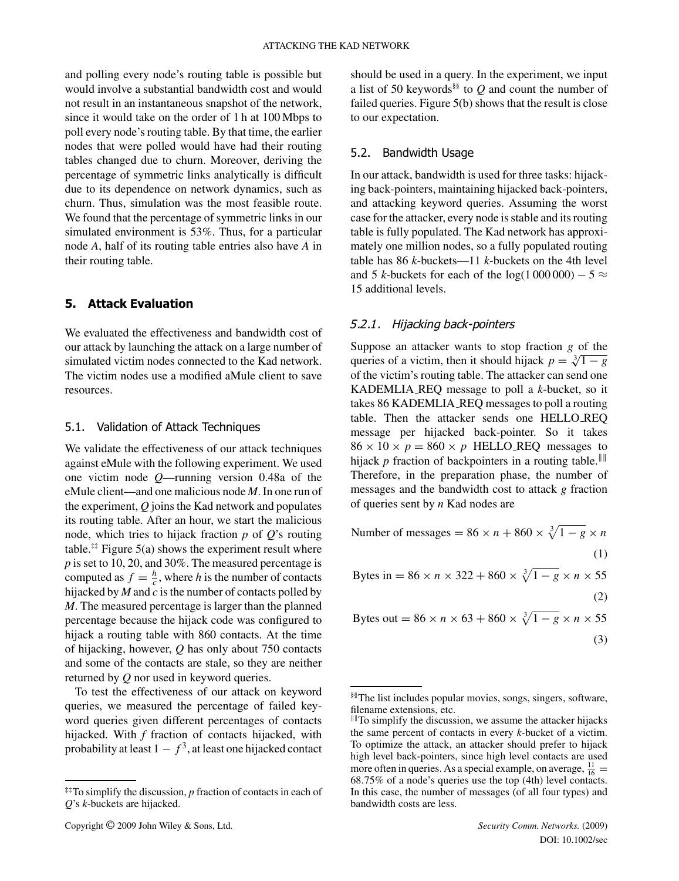and polling every node's routing table is possible but would involve a substantial bandwidth cost and would not result in an instantaneous snapshot of the network, since it would take on the order of 1 h at 100 Mbps to poll every node's routing table. By that time, the earlier nodes that were polled would have had their routing tables changed due to churn. Moreover, deriving the percentage of symmetric links analytically is difficult due to its dependence on network dynamics, such as churn. Thus, simulation was the most feasible route. We found that the percentage of symmetric links in our simulated environment is 53%. Thus, for a particular node *A*, half of its routing table entries also have *A* in their routing table.

## 5. Attack Evaluation

We evaluated the effectiveness and bandwidth cost of our attack by launching the attack on a large number of simulated victim nodes connected to the Kad network. The victim nodes use a modified aMule client to save resources.

### 5.1. Validation of Attack Techniques

We validate the effectiveness of our attack techniques against eMule with the following experiment. We used one victim node *Q*—running version 0.48a of the eMule client—and one malicious node *M*. In one run of the experiment, *Q* joins the Kad network and populates its routing table. After an hour, we start the malicious node, which tries to hijack fraction *p* of *Q*'s routing table.[‡‡] Figure 5(a) shows the experiment result where *p* is set to 10, 20, and 30%. The measured percentage is computed as $f = \frac{h}{c}$, where *h* is the number of contacts hijacked by *M* and *c* is the number of contacts polled by *M*. The measured percentage is larger than the planned percentage because the hijack code was configured to hijack a routing table with 860 contacts. At the time of hijacking, however, *Q* has only about 750 contacts and some of the contacts are stale, so they are neither returned by *Q* nor used in keyword queries.

To test the effectiveness of our attack on keyword queries, we measured the percentage of failed keyword queries given different percentages of contacts hijacked. With *f* fraction of contacts hijacked, with probability at least $1 - f^3$, at least one hijacked contact should be used in a query. In the experiment, we input a list of 50 keywords[§§] to *Q* and count the number of failed queries. Figure 5(b) shows that the result is close to our expectation.

### 5.2. Bandwidth Usage

In our attack, bandwidth is used for three tasks: hijacking back-pointers, maintaining hijacked back-pointers, and attacking keyword queries. Assuming the worst case for the attacker, every node is stable and its routing table is fully populated. The Kad network has approximately one million nodes, so a fully populated routing table has 86 *k*-buckets—11 *k*-buckets on the 4th level and 5 *k*-buckets for each of the $\log(1\,000\,000) - 5 \approx 15$ additional levels.

#### 5.2.1. Hijacking back-pointers

Suppose an attacker wants to stop fraction *g* of the queries of a victim, then it should hijack $p = \sqrt[3]{1-g}$ of the victim's routing table. The attacker can send one KADEMLIA_REQ message to poll a *k*-bucket, so it takes 86 KADEMLIA_REQ messages to poll a routing table. Then the attacker sends one HELLO_REQ message per hijacked back-pointer. So it takes $86 \times 10 \times p = 860 \times p$ HELLO_REQ messages to hijack *p* fraction of backpointers in a routing table.[‖‖] Therefore, in the preparation phase, the number of messages and the bandwidth cost to attack *g* fraction of queries sent by *n* Kad nodes are

$$\text{Number of messages} = 86 \times n + 860 \times \sqrt[3]{1-g} \times n \tag{1}$$

$$\text{Bytes in} = 86 \times n \times 322 + 860 \times \sqrt[3]{1-g} \times n \times 55 \tag{2}$$

$$\text{Bytes out} = 86 \times n \times 63 + 860 \times \sqrt[3]{1-g} \times n \times 55 \tag{3}$$

---

[‡‡] To simplify the discussion, *p* fraction of contacts in each of *Q*'s *k*-buckets are hijacked.

[§§] The list includes popular movies, songs, singers, software, filename extensions, etc.

[‖‖] To simplify the discussion, we assume the attacker hijacks the same percent of contacts in every *k*-bucket of a victim. To optimize the attack, an attacker should prefer to hijack high level back-pointers, since high level contacts are used more often in queries. As a special example, on average, $\frac{11}{16} = 68.75\%$ of a node's queries use the top (4th) level contacts. In this case, the number of messages (of all four types) and bandwidth costs are less.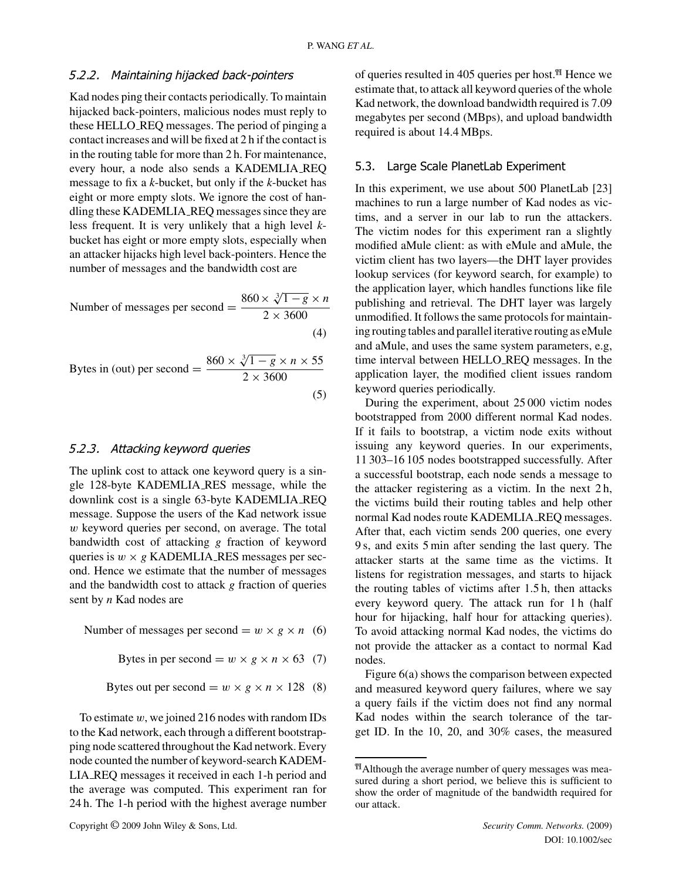### 5.2.2. Maintaining hijacked back-pointers

Kad nodes ping their contacts periodically. To maintain hijacked back-pointers, malicious nodes must reply to these HELLO_REQ messages. The period of pinging a contact increases and will be fixed at 2 h if the contact is in the routing table for more than 2 h. For maintenance, every hour, a node also sends a KADEMLIA_REQ message to fix a *k*-bucket, but only if the *k*-bucket has eight or more empty slots. We ignore the cost of handling these KADEMLIA_REQ messages since they are less frequent. It is very unlikely that a high level *k*-bucket has eight or more empty slots, especially when an attacker hijacks high level back-pointers. Hence the number of messages and the bandwidth cost are

$$\text{Number of messages per second} = \frac{860 \times \sqrt[3]{1-g} \times n}{2 \times 3600} \quad (4)$$

$$\text{Bytes in (out) per second} = \frac{860 \times \sqrt[3]{1-g} \times n \times 55}{2 \times 3600} \quad (5)$$

### 5.2.3. Attacking keyword queries

The uplink cost to attack one keyword query is a single 128-byte KADEMLIA_RES message, while the downlink cost is a single 63-byte KADEMLIA_REQ message. Suppose the users of the Kad network issue $w$ keyword queries per second, on average. The total bandwidth cost of attacking $g$ fraction of keyword queries is $w \times g$ KADEMLIA_RES messages per second. Hence we estimate that the number of messages and the bandwidth cost to attack $g$ fraction of queries sent by $n$ Kad nodes are

$$\text{Number of messages per second} = w \times g \times n \quad (6)$$

$$\text{Bytes in per second} = w \times g \times n \times 63 \quad (7)$$

$$\text{Bytes out per second} = w \times g \times n \times 128 \quad (8)$$

To estimate $w$, we joined 216 nodes with random IDs to the Kad network, each through a different bootstrapping node scattered throughout the Kad network. Every node counted the number of keyword-search KADEMLIA_REQ messages it received in each 1-h period and the average was computed. This experiment ran for 24 h. The 1-h period with the highest average number of queries resulted in 405 queries per host.[¶¶] Hence we estimate that, to attack all keyword queries of the whole Kad network, the download bandwidth required is 7.09 megabytes per second (MBps), and upload bandwidth required is about 14.4 MBps.

## 5.3. Large Scale PlanetLab Experiment

In this experiment, we use about 500 PlanetLab [23] machines to run a large number of Kad nodes as victims, and a server in our lab to run the attackers. The victim nodes for this experiment ran a slightly modified aMule client: as with eMule and aMule, the victim client has two layers—the DHT layer provides lookup services (for keyword search, for example) to the application layer, which handles functions like file publishing and retrieval. The DHT layer was largely unmodified. It follows the same protocols for maintaining routing tables and parallel iterative routing as eMule and aMule, and uses the same system parameters, e.g, time interval between HELLO_REQ messages. In the application layer, the modified client issues random keyword queries periodically.

During the experiment, about 25 000 victim nodes bootstrapped from 2000 different normal Kad nodes. If it fails to bootstrap, a victim node exits without issuing any keyword queries. In our experiments, 11 303–16 105 nodes bootstrapped successfully. After a successful bootstrap, each node sends a message to the attacker registering as a victim. In the next 2 h, the victims build their routing tables and help other normal Kad nodes route KADEMLIA_REQ messages. After that, each victim sends 200 queries, one every 9 s, and exits 5 min after sending the last query. The attacker starts at the same time as the victims. It listens for registration messages, and starts to hijack the routing tables of victims after 1.5 h, then attacks every keyword query. The attack run for 1 h (half hour for hijacking, half hour for attacking queries). To avoid attacking normal Kad nodes, the victims do not provide the attacker as a contact to normal Kad nodes.

Figure 6(a) shows the comparison between expected and measured keyword query failures, where we say a query fails if the victim does not find any normal Kad nodes within the search tolerance of the target ID. In the 10, 20, and 30% cases, the measured

[¶¶] Although the average number of query messages was measured during a short period, we believe this is sufficient to show the order of magnitude of the bandwidth required for our attack.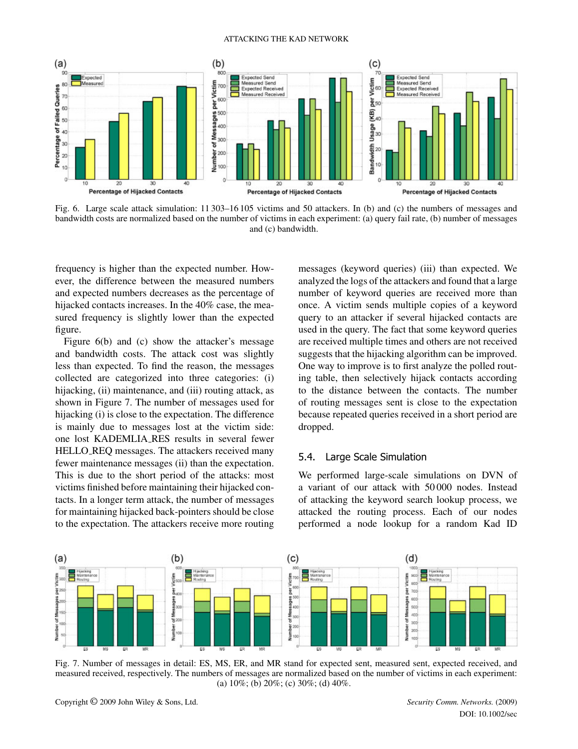Fig. 6. Large scale attack simulation: 11 303–16 105 victims and 50 attackers. In (b) and (c) the numbers of messages and bandwidth costs are normalized based on the number of victims in each experiment: (a) query fail rate, (b) number of messages and (c) bandwidth.

frequency is higher than the expected number. However, the difference between the measured numbers and expected numbers decreases as the percentage of hijacked contacts increases. In the 40% case, the measured frequency is slightly lower than the expected figure.

Figure 6(b) and (c) show the attacker's message and bandwidth costs. The attack cost was slightly less than expected. To find the reason, the messages collected are categorized into three categories: (i) hijacking, (ii) maintenance, and (iii) routing attack, as shown in Figure 7. The number of messages used for hijacking (i) is close to the expectation. The difference is mainly due to messages lost at the victim side: one lost KADEMLIA_RES results in several fewer HELLO_REQ messages. The attackers received many fewer maintenance messages (ii) than the expectation. This is due to the short period of the attacks: most victims finished before maintaining their hijacked contacts. In a longer term attack, the number of messages for maintaining hijacked back-pointers should be close to the expectation. The attackers receive more routing messages (keyword queries) (iii) than expected. We analyzed the logs of the attackers and found that a large number of keyword queries are received more than once. A victim sends multiple copies of a keyword query to an attacker if several hijacked contacts are used in the query. The fact that some keyword queries are received multiple times and others are not received suggests that the hijacking algorithm can be improved. One way to improve is to first analyze the polled routing table, then selectively hijack contacts according to the distance between the contacts. The number of routing messages sent is close to the expectation because repeated queries received in a short period are dropped.

## 5.4. Large Scale Simulation

We performed large-scale simulations on DVN of a variant of our attack with 50 000 nodes. Instead of attacking the keyword search lookup process, we attacked the routing process. Each of our nodes performed a node lookup for a random Kad ID

Fig. 7. Number of messages in detail: ES, MS, ER, and MR stand for expected sent, measured sent, expected received, and measured received, respectively. The numbers of messages are normalized based on the number of victims in each experiment: (a) 10%; (b) 20%; (c) 30%; (d) 40%.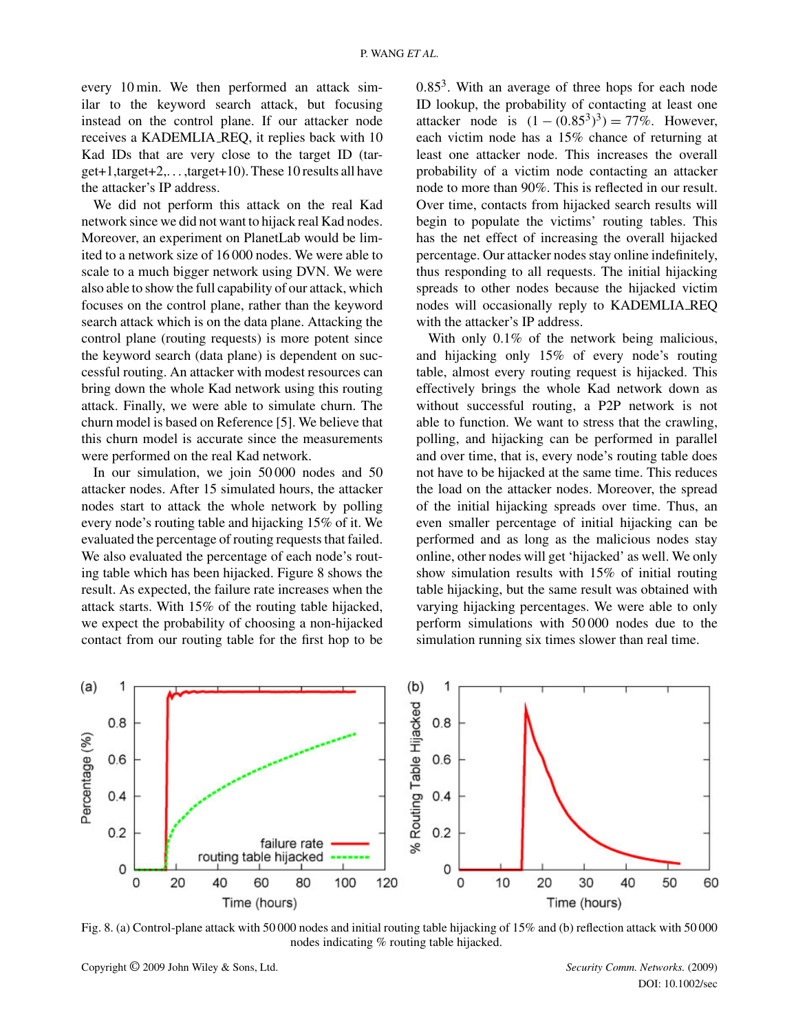every 10 min. We then performed an attack similar to the keyword search attack, but focusing instead on the control plane. If our attacker node receives a KADEMLIA_REQ, it replies back with 10 Kad IDs that are very close to the target ID (target+1,target+2,...,target+10). These 10 results all have the attacker's IP address.

We did not perform this attack on the real Kad network since we did not want to hijack real Kad nodes. Moreover, an experiment on PlanetLab would be limited to a network size of 16 000 nodes. We were able to scale to a much bigger network using DVN. We were also able to show the full capability of our attack, which focuses on the control plane, rather than the keyword search attack which is on the data plane. Attacking the control plane (routing requests) is more potent since the keyword search (data plane) is dependent on successful routing. An attacker with modest resources can bring down the whole Kad network using this routing attack. Finally, we were able to simulate churn. The churn model is based on Reference [5]. We believe that this churn model is accurate since the measurements were performed on the real Kad network.

In our simulation, we join 50 000 nodes and 50 attacker nodes. After 15 simulated hours, the attacker nodes start to attack the whole network by polling every node's routing table and hijacking 15% of it. We evaluated the percentage of routing requests that failed. We also evaluated the percentage of each node's routing table which has been hijacked. Figure 8 shows the result. As expected, the failure rate increases when the attack starts. With 15% of the routing table hijacked, we expect the probability of choosing a non-hijacked contact from our routing table for the first hop to be $0.85^3$. With an average of three hops for each node ID lookup, the probability of contacting at least one attacker node is $(1-(0.85^3)^3) = 77\%$. However, each victim node has a 15% chance of returning at least one attacker node. This increases the overall probability of a victim node contacting an attacker node to more than 90%. This is reflected in our result. Over time, contacts from hijacked search results will begin to populate the victims' routing tables. This has the net effect of increasing the overall hijacked percentage. Our attacker nodes stay online indefinitely, thus responding to all requests. The initial hijacking spreads to other nodes because the hijacked victim nodes will occasionally reply to KADEMLIA_REQ with the attacker's IP address.

With only 0.1% of the network being malicious, and hijacking only 15% of every node's routing table, almost every routing request is hijacked. This effectively brings the whole Kad network down as without successful routing, a P2P network is not able to function. We want to stress that the crawling, polling, and hijacking can be performed in parallel and over time, that is, every node's routing table does not have to be hijacked at the same time. This reduces the load on the attacker nodes. Moreover, the spread of the initial hijacking spreads over time. Thus, an even smaller percentage of initial hijacking can be performed and as long as the malicious nodes stay online, other nodes will get 'hijacked' as well. We only show simulation results with 15% of initial routing table hijacking, but the same result was obtained with varying hijacking percentages. We were able to only perform simulations with 50 000 nodes due to the simulation running six times slower than real time.

Fig. 8. (a) Control-plane attack with 50 000 nodes and initial routing table hijacking of 15% and (b) reflection attack with 50 000 nodes indicating % routing table hijacked.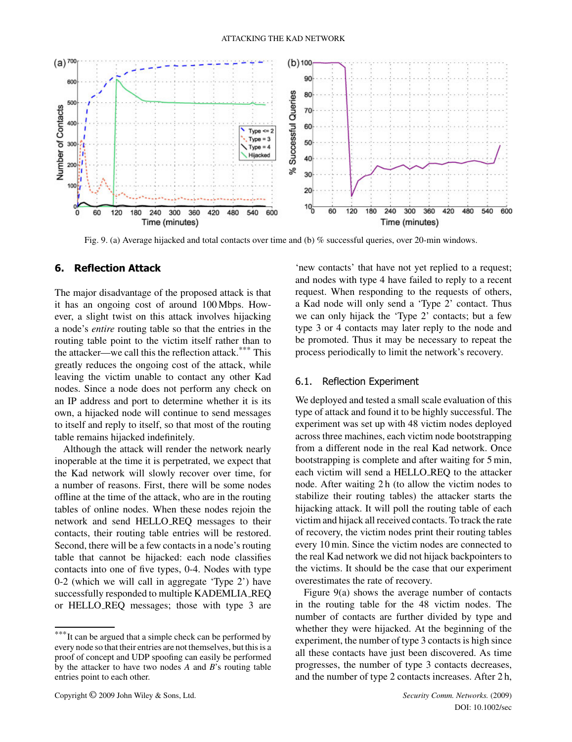Fig. 9. (a) Average hijacked and total contacts over time and (b) % successful queries, over 20-min windows.

## 6. Reflection Attack

The major disadvantage of the proposed attack is that it has an ongoing cost of around 100 Mbps. However, a slight twist on this attack involves hijacking a node's *entire* routing table so that the entries in the routing table point to the victim itself rather than to the attacker—we call this the reflection attack.*** This greatly reduces the ongoing cost of the attack, while leaving the victim unable to contact any other Kad nodes. Since a node does not perform any check on an IP address and port to determine whether it is its own, a hijacked node will continue to send messages to itself and reply to itself, so that most of the routing table remains hijacked indefinitely.

Although the attack will render the network nearly inoperable at the time it is perpetrated, we expect that the Kad network will slowly recover over time, for a number of reasons. First, there will be some nodes offline at the time of the attack, who are in the routing tables of online nodes. When these nodes rejoin the network and send HELLO_REQ messages to their contacts, their routing table entries will be restored. Second, there will be a few contacts in a node's routing table that cannot be hijacked: each node classifies contacts into one of five types, 0-4. Nodes with type 0-2 (which we will call in aggregate 'Type 2') have successfully responded to multiple KADEMLIA_REQ or HELLO_REQ messages; those with type 3 are 'new contacts' that have not yet replied to a request; and nodes with type 4 have failed to reply to a recent request. When responding to the requests of others, a Kad node will only send a 'Type 2' contact. Thus we can only hijack the 'Type 2' contacts; but a few type 3 or 4 contacts may later reply to the node and be promoted. Thus it may be necessary to repeat the process periodically to limit the network's recovery.

### 6.1. Reflection Experiment

We deployed and tested a small scale evaluation of this type of attack and found it to be highly successful. The experiment was set up with 48 victim nodes deployed across three machines, each victim node bootstrapping from a different node in the real Kad network. Once bootstrapping is complete and after waiting for 5 min, each victim will send a HELLO_REQ to the attacker node. After waiting 2 h (to allow the victim nodes to stabilize their routing tables) the attacker starts the hijacking attack. It will poll the routing table of each victim and hijack all received contacts. To track the rate of recovery, the victim nodes print their routing tables every 10 min. Since the victim nodes are connected to the real Kad network we did not hijack backpointers to the victims. It should be the case that our experiment overestimates the rate of recovery.

Figure 9(a) shows the average number of contacts in the routing table for the 48 victim nodes. The number of contacts are further divided by type and whether they were hijacked. At the beginning of the experiment, the number of type 3 contacts is high since all these contacts have just been discovered. As time progresses, the number of type 3 contacts decreases, and the number of type 2 contacts increases. After 2 h,

***It can be argued that a simple check can be performed by every node so that their entries are not themselves, but this is a proof of concept and UDP spoofing can easily be performed by the attacker to have two nodes *A* and *B*'s routing table entries point to each other.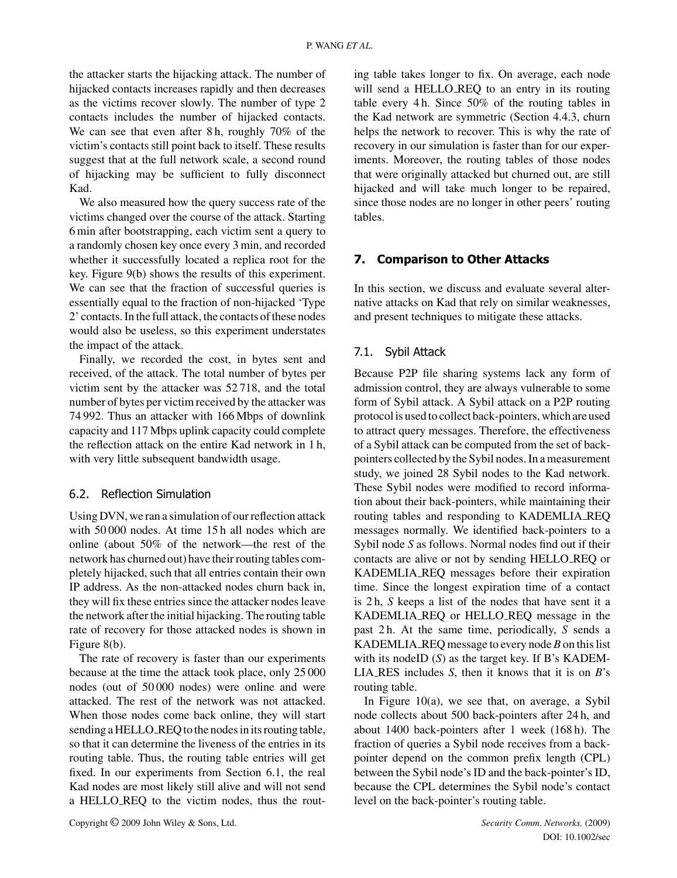the attacker starts the hijacking attack. The number of hijacked contacts increases rapidly and then decreases as the victims recover slowly. The number of type 2 contacts includes the number of hijacked contacts. We can see that even after 8 h, roughly 70% of the victim's contacts still point back to itself. These results suggest that at the full network scale, a second round of hijacking may be sufficient to fully disconnect Kad.

We also measured how the query success rate of the victims changed over the course of the attack. Starting 6 min after bootstrapping, each victim sent a query to a randomly chosen key once every 3 min, and recorded whether it successfully located a replica root for the key. Figure 9(b) shows the results of this experiment. We can see that the fraction of successful queries is essentially equal to the fraction of non-hijacked 'Type 2' contacts. In the full attack, the contacts of these nodes would also be useless, so this experiment understates the impact of the attack.

Finally, we recorded the cost, in bytes sent and received, of the attack. The total number of bytes per victim sent by the attacker was 52 718, and the total number of bytes per victim received by the attacker was 74 992. Thus an attacker with 166 Mbps of downlink capacity and 117 Mbps uplink capacity could complete the reflection attack on the entire Kad network in 1 h, with very little subsequent bandwidth usage.

### 6.2. Reflection Simulation

Using DVN, we ran a simulation of our reflection attack with 50 000 nodes. At time 15 h all nodes which are online (about 50% of the network—the rest of the network has churned out) have their routing tables completely hijacked, such that all entries contain their own IP address. As the non-attacked nodes churn back in, they will fix these entries since the attacker nodes leave the network after the initial hijacking. The routing table rate of recovery for those attacked nodes is shown in Figure 8(b).

The rate of recovery is faster than our experiments because at the time the attack took place, only 25 000 nodes (out of 50 000 nodes) were online and were attacked. The rest of the network was not attacked. When those nodes come back online, they will start sending a HELLO_REQ to the nodes in its routing table, so that it can determine the liveness of the entries in its routing table. Thus, the routing table entries will get fixed. In our experiments from Section 6.1, the real Kad nodes are most likely still alive and will not send a HELLO_REQ to the victim nodes, thus the routing table takes longer to fix. On average, each node will send a HELLO_REQ to an entry in its routing table every 4 h. Since 50% of the routing tables in the Kad network are symmetric (Section 4.4.3, churn helps the network to recover. This is why the rate of recovery in our simulation is faster than for our experiments. Moreover, the routing tables of those nodes that were originally attacked but churned out, are still hijacked and will take much longer to be repaired, since those nodes are no longer in other peers' routing tables.

## 7. Comparison to Other Attacks

In this section, we discuss and evaluate several alternative attacks on Kad that rely on similar weaknesses, and present techniques to mitigate these attacks.

### 7.1. Sybil Attack

Because P2P file sharing systems lack any form of admission control, they are always vulnerable to some form of Sybil attack. A Sybil attack on a P2P routing protocol is used to collect back-pointers, which are used to attract query messages. Therefore, the effectiveness of a Sybil attack can be computed from the set of back-pointers collected by the Sybil nodes. In a measurement study, we joined 28 Sybil nodes to the Kad network. These Sybil nodes were modified to record information about their back-pointers, while maintaining their routing tables and responding to KADEMLIA_REQ messages normally. We identified back-pointers to a Sybil node *S* as follows. Normal nodes find out if their contacts are alive or not by sending HELLO_REQ or KADEMLIA_REQ messages before their expiration time. Since the longest expiration time of a contact is 2 h, *S* keeps a list of the nodes that have sent it a KADEMLIA_REQ or HELLO_REQ message in the past 2 h. At the same time, periodically, *S* sends a KADEMLIA_REQ message to every node *B* on this list with its nodeID (*S*) as the target key. If B's KADEMLIA_RES includes *S*, then it knows that it is on *B*'s routing table.

In Figure 10(a), we see that, on average, a Sybil node collects about 500 back-pointers after 24 h, and about 1400 back-pointers after 1 week (168 h). The fraction of queries a Sybil node receives from a back-pointer depend on the common prefix length (CPL) between the Sybil node's ID and the back-pointer's ID, because the CPL determines the Sybil node's contact level on the back-pointer's routing table.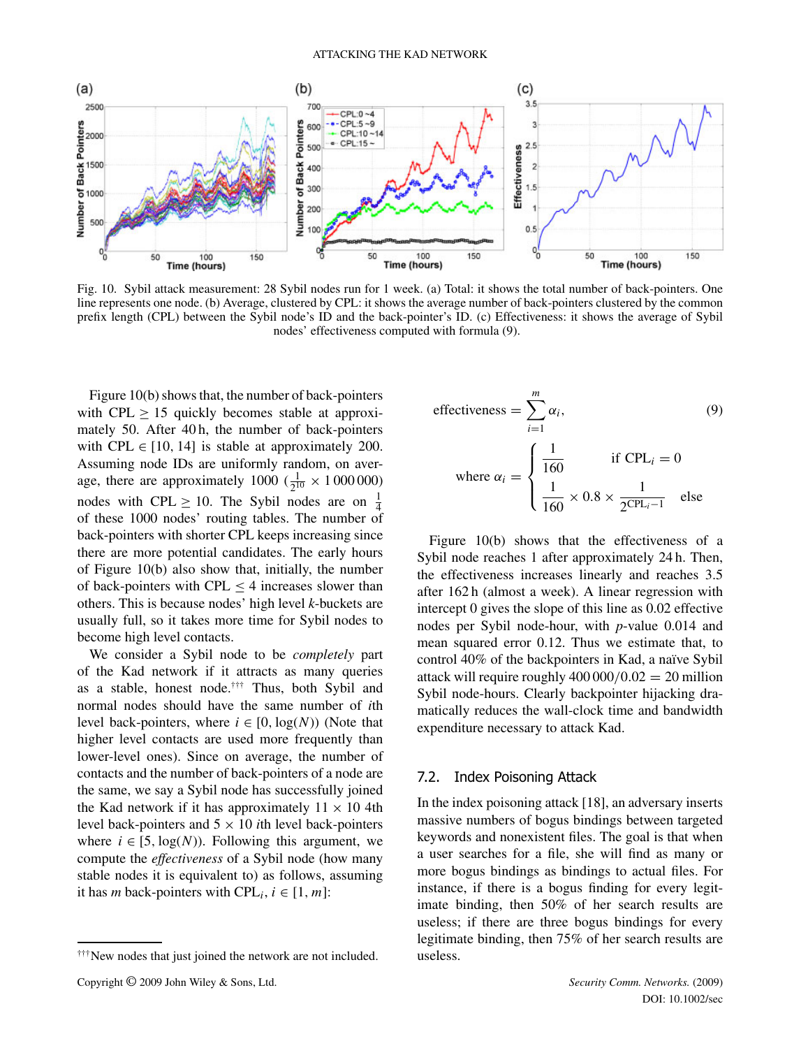Fig. 10. Sybil attack measurement: 28 Sybil nodes run for 1 week. (a) Total: it shows the total number of back-pointers. One line represents one node. (b) Average, clustered by CPL: it shows the average number of back-pointers clustered by the common prefix length (CPL) between the Sybil node's ID and the back-pointer's ID. (c) Effectiveness: it shows the average of Sybil nodes' effectiveness computed with formula (9).

Figure 10(b) shows that, the number of back-pointers with CPL $\geq 15$ quickly becomes stable at approximately 50. After 40 h, the number of back-pointers with CPL $\in [10, 14]$ is stable at approximately 200. Assuming node IDs are uniformly random, on average, there are approximately 1000 ($\frac{1}{2^{10}} \times 1\,000\,000$) nodes with CPL $\geq 10$. The Sybil nodes are on $\frac{1}{4}$ of these 1000 nodes' routing tables. The number of back-pointers with shorter CPL keeps increasing since there are more potential candidates. The early hours of Figure 10(b) also show that, initially, the number of back-pointers with CPL $\leq 4$ increases slower than others. This is because nodes' high level $k$-buckets are usually full, so it takes more time for Sybil nodes to become high level contacts.

We consider a Sybil node to be *completely* part of the Kad network if it attracts as many queries as a stable, honest node.[†††] Thus, both Sybil and normal nodes should have the same number of $i$th level back-pointers, where $i \in [0, \log(N))$ (Note that higher level contacts are used more frequently than lower-level ones). Since on average, the number of contacts and the number of back-pointers of a node are the same, we say a Sybil node has successfully joined the Kad network if it has approximately $11 \times 10$ 4th level back-pointers and $5 \times 10$ $i$th level back-pointers where $i \in [5, \log(N))$. Following this argument, we compute the *effectiveness* of a Sybil node (how many stable nodes it is equivalent to) as follows, assuming it has $m$ back-pointers with CPL$_i$, $i \in [1, m]$:

$$\text{effectiveness} = \sum_{i=1}^{m} \alpha_i, \tag{9}$$

$$\text{where } \alpha_i = \begin{cases} \dfrac{1}{160} & \text{if CPL}_i = 0 \\[2ex] \dfrac{1}{160} \times 0.8 \times \dfrac{1}{2^{\text{CPL}_i - 1}} & \text{else} \end{cases}$$

Figure 10(b) shows that the effectiveness of a Sybil node reaches 1 after approximately 24 h. Then, the effectiveness increases linearly and reaches 3.5 after 162 h (almost a week). A linear regression with intercept 0 gives the slope of this line as 0.02 effective nodes per Sybil node-hour, with $p$-value 0.014 and mean squared error 0.12. Thus we estimate that, to control 40% of the backpointers in Kad, a naïve Sybil attack will require roughly $400\,000/0.02 = 20$ million Sybil node-hours. Clearly backpointer hijacking dramatically reduces the wall-clock time and bandwidth expenditure necessary to attack Kad.

## 7.2. Index Poisoning Attack

In the index poisoning attack [18], an adversary inserts massive numbers of bogus bindings between targeted keywords and nonexistent files. The goal is that when a user searches for a file, she will find as many or more bogus bindings as bindings to actual files. For instance, if there is a bogus finding for every legitimate binding, then 50% of her search results are useless; if there are three bogus bindings for every legitimate binding, then 75% of her search results are useless.

[†††] New nodes that just joined the network are not included.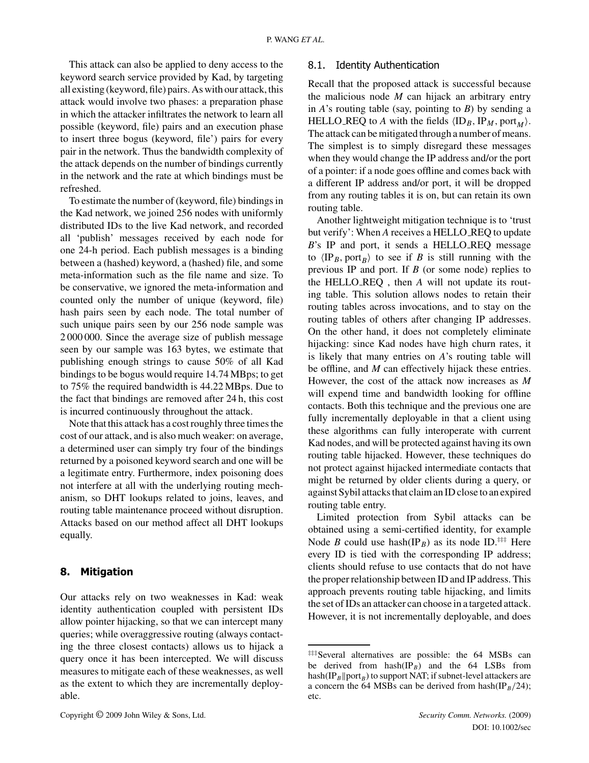This attack can also be applied to deny access to the keyword search service provided by Kad, by targeting all existing (keyword, file) pairs. As with our attack, this attack would involve two phases: a preparation phase in which the attacker infiltrates the network to learn all possible (keyword, file) pairs and an execution phase to insert three bogus (keyword, file') pairs for every pair in the network. Thus the bandwidth complexity of the attack depends on the number of bindings currently in the network and the rate at which bindings must be refreshed.

To estimate the number of (keyword, file) bindings in the Kad network, we joined 256 nodes with uniformly distributed IDs to the live Kad network, and recorded all 'publish' messages received by each node for one 24-h period. Each publish messages is a binding between a (hashed) keyword, a (hashed) file, and some meta-information such as the file name and size. To be conservative, we ignored the meta-information and counted only the number of unique (keyword, file) hash pairs seen by each node. The total number of such unique pairs seen by our 256 node sample was 2 000 000. Since the average size of publish message seen by our sample was 163 bytes, we estimate that publishing enough strings to cause 50% of all Kad bindings to be bogus would require 14.74 MBps; to get to 75% the required bandwidth is 44.22 MBps. Due to the fact that bindings are removed after 24 h, this cost is incurred continuously throughout the attack.

Note that this attack has a cost roughly three times the cost of our attack, and is also much weaker: on average, a determined user can simply try four of the bindings returned by a poisoned keyword search and one will be a legitimate entry. Furthermore, index poisoning does not interfere at all with the underlying routing mechanism, so DHT lookups related to joins, leaves, and routing table maintenance proceed without disruption. Attacks based on our method affect all DHT lookups equally.

## 8. Mitigation

Our attacks rely on two weaknesses in Kad: weak identity authentication coupled with persistent IDs allow pointer hijacking, so that we can intercept many queries; while overaggressive routing (always contacting the three closest contacts) allows us to hijack a query once it has been intercepted. We will discuss measures to mitigate each of these weaknesses, as well as the extent to which they are incrementally deployable.

### 8.1. Identity Authentication

Recall that the proposed attack is successful because the malicious node $M$ can hijack an arbitrary entry in $A$'s routing table (say, pointing to $B$) by sending a HELLO_REQ to $A$ with the fields $\langle \mathrm{ID}_B, \mathrm{IP}_M, \mathrm{port}_M \rangle$. The attack can be mitigated through a number of means. The simplest is to simply disregard these messages when they would change the IP address and/or the port of a pointer: if a node goes offline and comes back with a different IP address and/or port, it will be dropped from any routing tables it is on, but can retain its own routing table.

Another lightweight mitigation technique is to 'trust but verify': When $A$ receives a HELLO_REQ to update $B$'s IP and port, it sends a HELLO_REQ message to $\langle \mathrm{IP}_B, \mathrm{port}_B \rangle$ to see if $B$ is still running with the previous IP and port. If $B$ (or some node) replies to the HELLO_REQ , then $A$ will not update its routing table. This solution allows nodes to retain their routing tables across invocations, and to stay on the routing tables of others after changing IP addresses. On the other hand, it does not completely eliminate hijacking: since Kad nodes have high churn rates, it is likely that many entries on $A$'s routing table will be offline, and $M$ can effectively hijack these entries. However, the cost of the attack now increases as $M$ will expend time and bandwidth looking for offline contacts. Both this technique and the previous one are fully incrementally deployable in that a client using these algorithms can fully interoperate with current Kad nodes, and will be protected against having its own routing table hijacked. However, these techniques do not protect against hijacked intermediate contacts that might be returned by older clients during a query, or against Sybil attacks that claim an ID close to an expired routing table entry.

Limited protection from Sybil attacks can be obtained using a semi-certified identity, for example Node $B$ could use hash($\mathrm{IP}_B$) as its node ID.[‡‡‡] Here every ID is tied with the corresponding IP address; clients should refuse to use contacts that do not have the proper relationship between ID and IP address. This approach prevents routing table hijacking, and limits the set of IDs an attacker can choose in a targeted attack. However, it is not incrementally deployable, and does

[‡‡‡]Several alternatives are possible: the 64 MSBs can be derived from hash($\mathrm{IP}_B$) and the 64 LSBs from hash($\mathrm{IP}_B \| \mathrm{port}_B$) to support NAT; if subnet-level attackers are a concern the 64 MSBs can be derived from hash($\mathrm{IP}_B/24$); etc.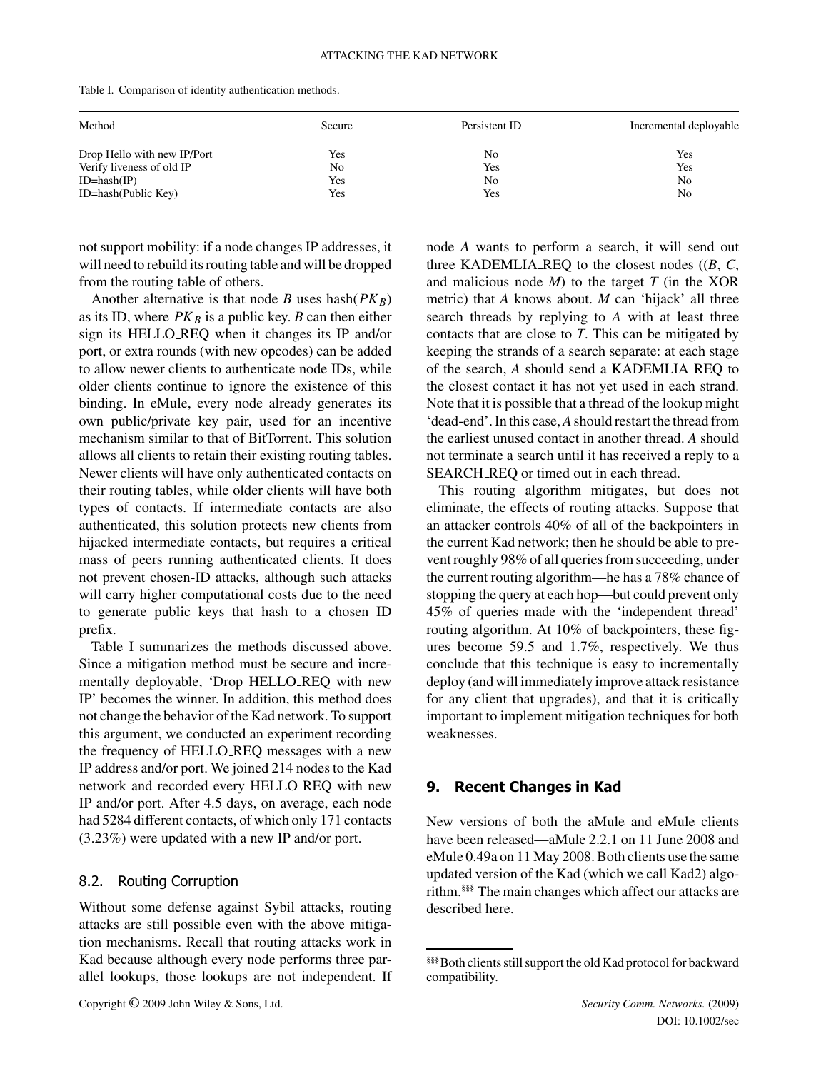Table I. Comparison of identity authentication methods.

| Method | Secure | Persistent ID | Incremental deployable |
|---|---|---|---|
| Drop Hello with new IP/Port | Yes | No | Yes |
| Verify liveness of old IP | No | Yes | Yes |
| ID=hash(IP) | Yes | No | No |
| ID=hash(Public Key) | Yes | Yes | No |

not support mobility: if a node changes IP addresses, it will need to rebuild its routing table and will be dropped from the routing table of others.

Another alternative is that node $B$ uses hash($PK_B$) as its ID, where $PK_B$ is a public key. $B$ can then either sign its HELLO_REQ when it changes its IP and/or port, or extra rounds (with new opcodes) can be added to allow newer clients to authenticate node IDs, while older clients continue to ignore the existence of this binding. In eMule, every node already generates its own public/private key pair, used for an incentive mechanism similar to that of BitTorrent. This solution allows all clients to retain their existing routing tables. Newer clients will have only authenticated contacts on their routing tables, while older clients will have both types of contacts. If intermediate contacts are also authenticated, this solution protects new clients from hijacked intermediate contacts, but requires a critical mass of peers running authenticated clients. It does not prevent chosen-ID attacks, although such attacks will carry higher computational costs due to the need to generate public keys that hash to a chosen ID prefix.

Table I summarizes the methods discussed above. Since a mitigation method must be secure and incrementally deployable, 'Drop HELLO_REQ with new IP' becomes the winner. In addition, this method does not change the behavior of the Kad network. To support this argument, we conducted an experiment recording the frequency of HELLO_REQ messages with a new IP address and/or port. We joined 214 nodes to the Kad network and recorded every HELLO_REQ with new IP and/or port. After 4.5 days, on average, each node had 5284 different contacts, of which only 171 contacts (3.23%) were updated with a new IP and/or port.

## 8.2. Routing Corruption

Without some defense against Sybil attacks, routing attacks are still possible even with the above mitigation mechanisms. Recall that routing attacks work in Kad because although every node performs three parallel lookups, those lookups are not independent. If node $A$ wants to perform a search, it will send out three KADEMLIA_REQ to the closest nodes (($B$, $C$, and malicious node $M$) to the target $T$ (in the XOR metric) that $A$ knows about. $M$ can 'hijack' all three search threads by replying to $A$ with at least three contacts that are close to $T$. This can be mitigated by keeping the strands of a search separate: at each stage of the search, $A$ should send a KADEMLIA_REQ to the closest contact it has not yet used in each strand. Note that it is possible that a thread of the lookup might 'dead-end'. In this case, $A$ should restart the thread from the earliest unused contact in another thread. $A$ should not terminate a search until it has received a reply to a SEARCH_REQ or timed out in each thread.

This routing algorithm mitigates, but does not eliminate, the effects of routing attacks. Suppose that an attacker controls 40% of all of the backpointers in the current Kad network; then he should be able to prevent roughly 98% of all queries from succeeding, under the current routing algorithm—he has a 78% chance of stopping the query at each hop—but could prevent only 45% of queries made with the 'independent thread' routing algorithm. At 10% of backpointers, these figures become 59.5 and 1.7%, respectively. We thus conclude that this technique is easy to incrementally deploy (and will immediately improve attack resistance for any client that upgrades), and that it is critically important to implement mitigation techniques for both weaknesses.

## 9. Recent Changes in Kad

New versions of both the aMule and eMule clients have been released—aMule 2.2.1 on 11 June 2008 and eMule 0.49a on 11 May 2008. Both clients use the same updated version of the Kad (which we call Kad2) algorithm.[§§§] The main changes which affect our attacks are described here.

[§§§] Both clients still support the old Kad protocol for backward compatibility.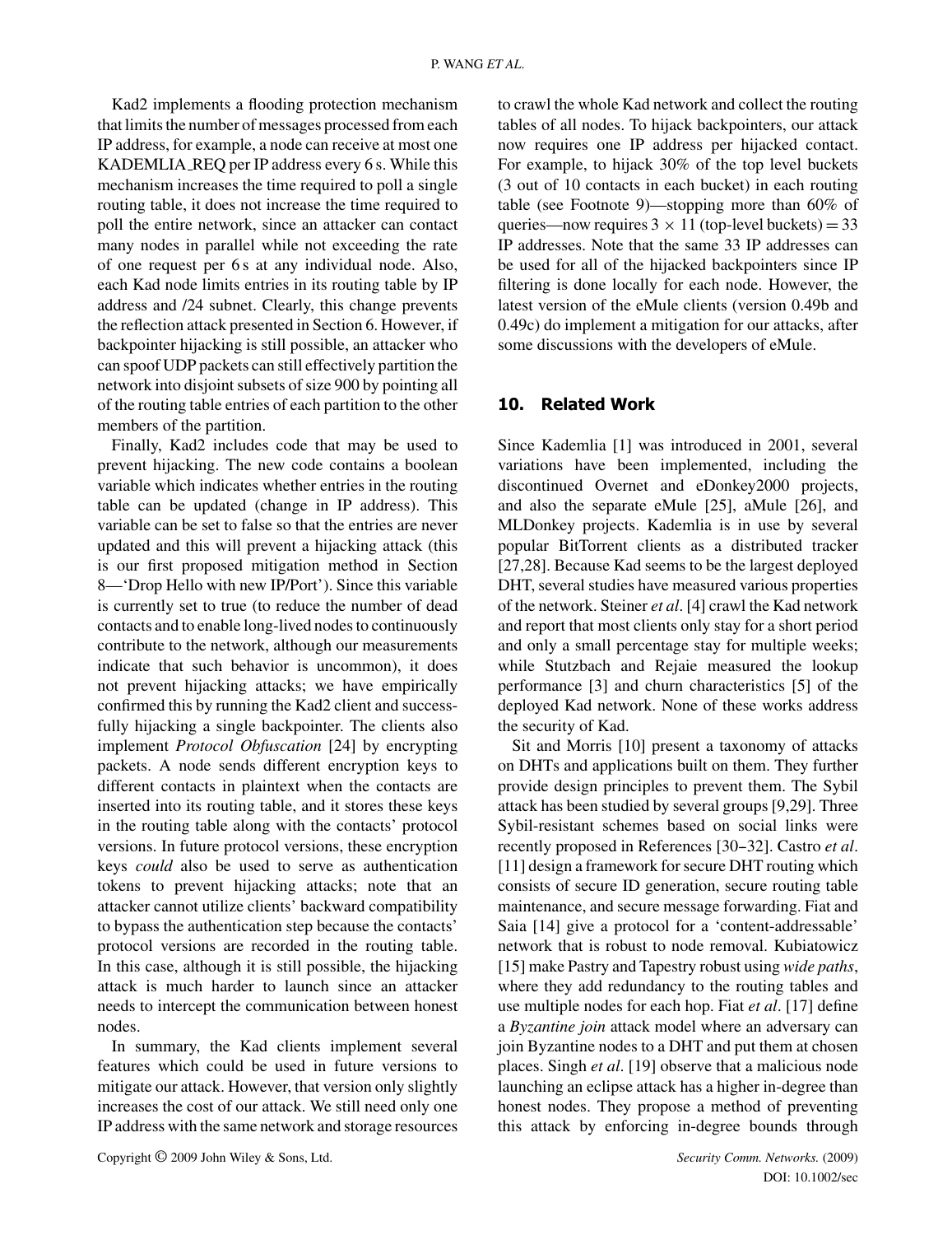Kad2 implements a flooding protection mechanism that limits the number of messages processed from each IP address, for example, a node can receive at most one KADEMLIA_REQ per IP address every 6 s. While this mechanism increases the time required to poll a single routing table, it does not increase the time required to poll the entire network, since an attacker can contact many nodes in parallel while not exceeding the rate of one request per 6 s at any individual node. Also, each Kad node limits entries in its routing table by IP address and /24 subnet. Clearly, this change prevents the reflection attack presented in Section 6. However, if backpointer hijacking is still possible, an attacker who can spoof UDP packets can still effectively partition the network into disjoint subsets of size 900 by pointing all of the routing table entries of each partition to the other members of the partition.

Finally, Kad2 includes code that may be used to prevent hijacking. The new code contains a boolean variable which indicates whether entries in the routing table can be updated (change in IP address). This variable can be set to false so that the entries are never updated and this will prevent a hijacking attack (this is our first proposed mitigation method in Section 8—'Drop Hello with new IP/Port'). Since this variable is currently set to true (to reduce the number of dead contacts and to enable long-lived nodes to continuously contribute to the network, although our measurements indicate that such behavior is uncommon), it does not prevent hijacking attacks; we have empirically confirmed this by running the Kad2 client and successfully hijacking a single backpointer. The clients also implement *Protocol Obfuscation* [24] by encrypting packets. A node sends different encryption keys to different contacts in plaintext when the contacts are inserted into its routing table, and it stores these keys in the routing table along with the contacts' protocol versions. In future protocol versions, these encryption keys *could* also be used to serve as authentication tokens to prevent hijacking attacks; note that an attacker cannot utilize clients' backward compatibility to bypass the authentication step because the contacts' protocol versions are recorded in the routing table. In this case, although it is still possible, the hijacking attack is much harder to launch since an attacker needs to intercept the communication between honest nodes.

In summary, the Kad clients implement several features which could be used in future versions to mitigate our attack. However, that version only slightly increases the cost of our attack. We still need only one IP address with the same network and storage resources to crawl the whole Kad network and collect the routing tables of all nodes. To hijack backpointers, our attack now requires one IP address per hijacked contact. For example, to hijack 30% of the top level buckets (3 out of 10 contacts in each bucket) in each routing table (see Footnote 9)—stopping more than 60% of queries—now requires $3 \times 11$ (top-level buckets) $= 33$ IP addresses. Note that the same 33 IP addresses can be used for all of the hijacked backpointers since IP filtering is done locally for each node. However, the latest version of the eMule clients (version 0.49b and 0.49c) do implement a mitigation for our attacks, after some discussions with the developers of eMule.

## 10. Related Work

Since Kademlia [1] was introduced in 2001, several variations have been implemented, including the discontinued Overnet and eDonkey2000 projects, and also the separate eMule [25], aMule [26], and MLDonkey projects. Kademlia is in use by several popular BitTorrent clients as a distributed tracker [27,28]. Because Kad seems to be the largest deployed DHT, several studies have measured various properties of the network. Steiner *et al*. [4] crawl the Kad network and report that most clients only stay for a short period and only a small percentage stay for multiple weeks; while Stutzbach and Rejaie measured the lookup performance [3] and churn characteristics [5] of the deployed Kad network. None of these works address the security of Kad.

Sit and Morris [10] present a taxonomy of attacks on DHTs and applications built on them. They further provide design principles to prevent them. The Sybil attack has been studied by several groups [9,29]. Three Sybil-resistant schemes based on social links were recently proposed in References [30–32]. Castro *et al*. [11] design a framework for secure DHT routing which consists of secure ID generation, secure routing table maintenance, and secure message forwarding. Fiat and Saia [14] give a protocol for a 'content-addressable' network that is robust to node removal. Kubiatowicz [15] make Pastry and Tapestry robust using *wide paths*, where they add redundancy to the routing tables and use multiple nodes for each hop. Fiat *et al*. [17] define a *Byzantine join* attack model where an adversary can join Byzantine nodes to a DHT and put them at chosen places. Singh *et al*. [19] observe that a malicious node launching an eclipse attack has a higher in-degree than honest nodes. They propose a method of preventing this attack by enforcing in-degree bounds through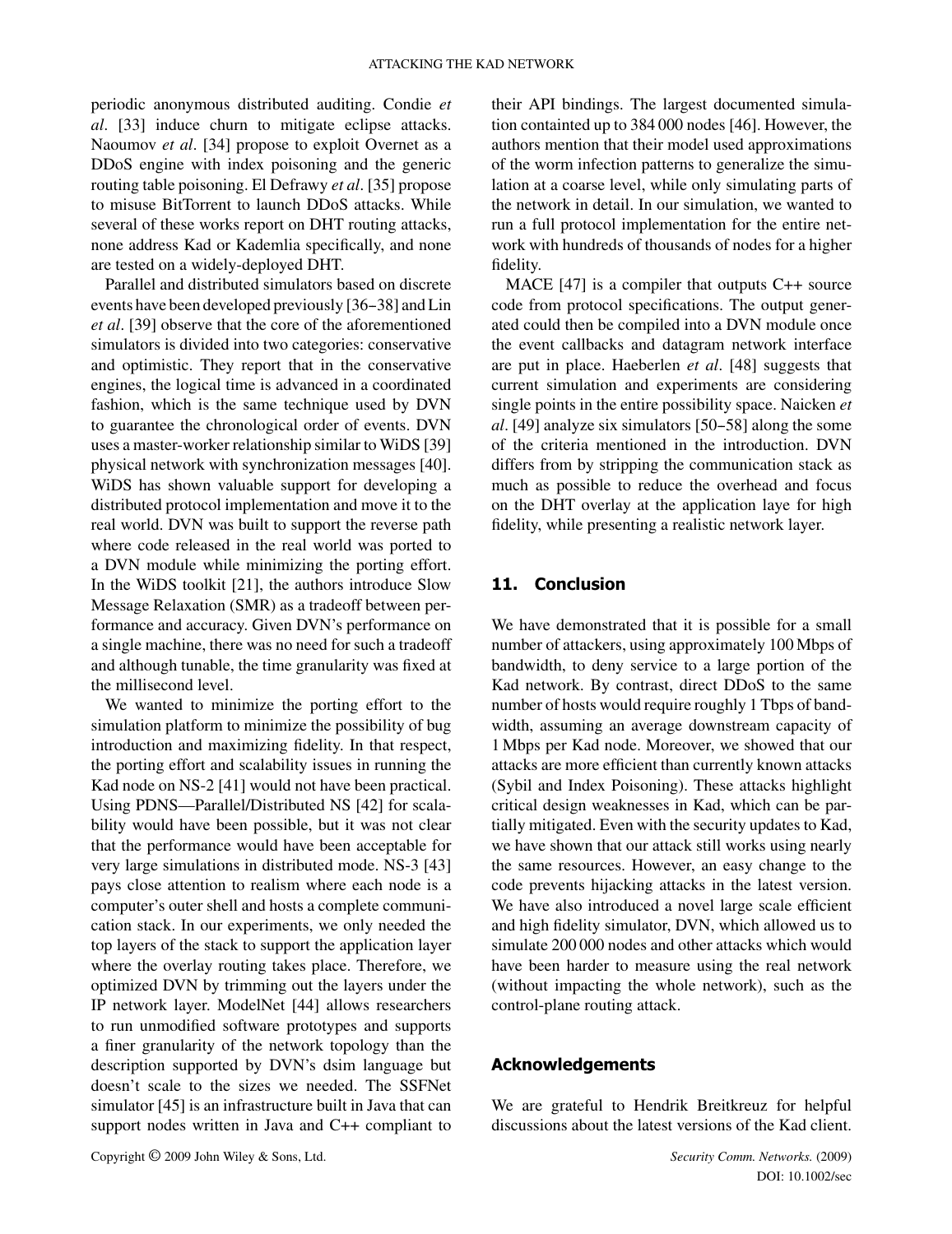periodic anonymous distributed auditing. Condie *et al*. [33] induce churn to mitigate eclipse attacks. Naoumov *et al*. [34] propose to exploit Overnet as a DDoS engine with index poisoning and the generic routing table poisoning. El Defrawy *et al*. [35] propose to misuse BitTorrent to launch DDoS attacks. While several of these works report on DHT routing attacks, none address Kad or Kademlia specifically, and none are tested on a widely-deployed DHT.

Parallel and distributed simulators based on discrete events have been developed previously [36–38] and Lin *et al*. [39] observe that the core of the aforementioned simulators is divided into two categories: conservative and optimistic. They report that in the conservative engines, the logical time is advanced in a coordinated fashion, which is the same technique used by DVN to guarantee the chronological order of events. DVN uses a master-worker relationship similar to WiDS [39] physical network with synchronization messages [40]. WiDS has shown valuable support for developing a distributed protocol implementation and move it to the real world. DVN was built to support the reverse path where code released in the real world was ported to a DVN module while minimizing the porting effort. In the WiDS toolkit [21], the authors introduce Slow Message Relaxation (SMR) as a tradeoff between performance and accuracy. Given DVN's performance on a single machine, there was no need for such a tradeoff and although tunable, the time granularity was fixed at the millisecond level.

We wanted to minimize the porting effort to the simulation platform to minimize the possibility of bug introduction and maximizing fidelity. In that respect, the porting effort and scalability issues in running the Kad node on NS-2 [41] would not have been practical. Using PDNS—Parallel/Distributed NS [42] for scalability would have been possible, but it was not clear that the performance would have been acceptable for very large simulations in distributed mode. NS-3 [43] pays close attention to realism where each node is a computer's outer shell and hosts a complete communication stack. In our experiments, we only needed the top layers of the stack to support the application layer where the overlay routing takes place. Therefore, we optimized DVN by trimming out the layers under the IP network layer. ModelNet [44] allows researchers to run unmodified software prototypes and supports a finer granularity of the network topology than the description supported by DVN's dsim language but doesn't scale to the sizes we needed. The SSFNet simulator [45] is an infrastructure built in Java that can support nodes written in Java and C++ compliant to their API bindings. The largest documented simulation containted up to 384 000 nodes [46]. However, the authors mention that their model used approximations of the worm infection patterns to generalize the simulation at a coarse level, while only simulating parts of the network in detail. In our simulation, we wanted to run a full protocol implementation for the entire network with hundreds of thousands of nodes for a higher fidelity.

MACE [47] is a compiler that outputs C++ source code from protocol specifications. The output generated could then be compiled into a DVN module once the event callbacks and datagram network interface are put in place. Haeberlen *et al*. [48] suggests that current simulation and experiments are considering single points in the entire possibility space. Naicken *et al*. [49] analyze six simulators [50–58] along the some of the criteria mentioned in the introduction. DVN differs from by stripping the communication stack as much as possible to reduce the overhead and focus on the DHT overlay at the application laye for high fidelity, while presenting a realistic network layer.

## 11. Conclusion

We have demonstrated that it is possible for a small number of attackers, using approximately 100 Mbps of bandwidth, to deny service to a large portion of the Kad network. By contrast, direct DDoS to the same number of hosts would require roughly 1 Tbps of bandwidth, assuming an average downstream capacity of 1 Mbps per Kad node. Moreover, we showed that our attacks are more efficient than currently known attacks (Sybil and Index Poisoning). These attacks highlight critical design weaknesses in Kad, which can be partially mitigated. Even with the security updates to Kad, we have shown that our attack still works using nearly the same resources. However, an easy change to the code prevents hijacking attacks in the latest version. We have also introduced a novel large scale efficient and high fidelity simulator, DVN, which allowed us to simulate 200 000 nodes and other attacks which would have been harder to measure using the real network (without impacting the whole network), such as the control-plane routing attack.

## Acknowledgements

We are grateful to Hendrik Breitkreuz for helpful discussions about the latest versions of the Kad client.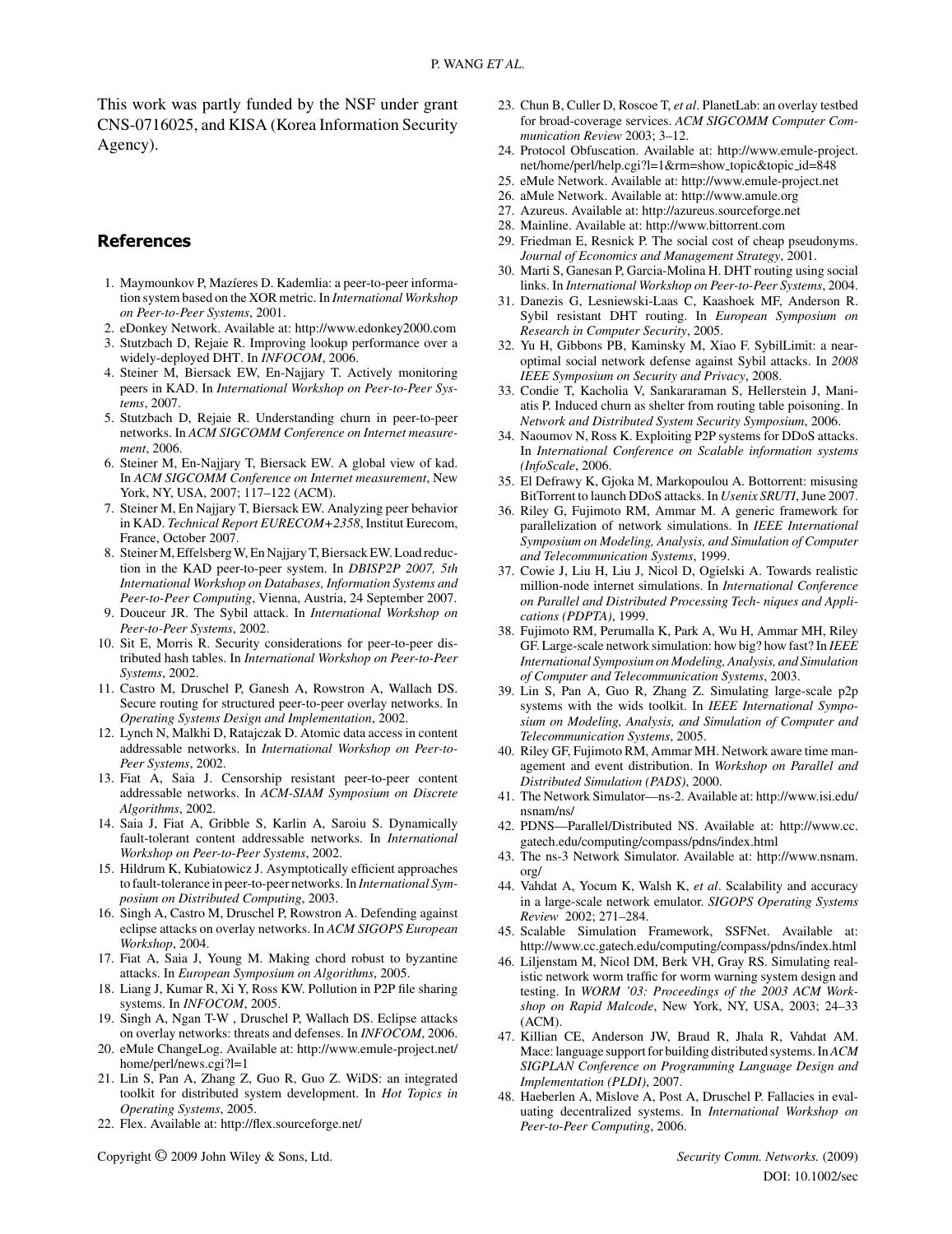This work was partly funded by the NSF under grant CNS-0716025, and KISA (Korea Information Security Agency).

## References

1. Maymounkov P, Mazíeres D. Kademlia: a peer-to-peer information system based on the XOR metric. In *International Workshop on Peer-to-Peer Systems*, 2001.
2. eDonkey Network. Available at: http://www.edonkey2000.com
3. Stutzbach D, Rejaie R. Improving lookup performance over a widely-deployed DHT. In *INFOCOM*, 2006.
4. Steiner M, Biersack EW, En-Najjary T. Actively monitoring peers in KAD. In *International Workshop on Peer-to-Peer Systems*, 2007.
5. Stutzbach D, Rejaie R. Understanding churn in peer-to-peer networks. In *ACM SIGCOMM Conference on Internet measurement*, 2006.
6. Steiner M, En-Najjary T, Biersack EW. A global view of kad. In *ACM SIGCOMM Conference on Internet measurement*, New York, NY, USA, 2007; 117–122 (ACM).
7. Steiner M, En Najjary T, Biersack EW. Analyzing peer behavior in KAD. *Technical Report EURECOM+2358*, Institut Eurecom, France, October 2007.
8. Steiner M, Effelsberg W, En Najjary T, Biersack EW. Load reduction in the KAD peer-to-peer system. In *DBISP2P 2007, 5th International Workshop on Databases, Information Systems and Peer-to-Peer Computing*, Vienna, Austria, 24 September 2007.
9. Douceur JR. The Sybil attack. In *International Workshop on Peer-to-Peer Systems*, 2002.
10. Sit E, Morris R. Security considerations for peer-to-peer distributed hash tables. In *International Workshop on Peer-to-Peer Systems*, 2002.
11. Castro M, Druschel P, Ganesh A, Rowstron A, Wallach DS. Secure routing for structured peer-to-peer overlay networks. In *Operating Systems Design and Implementation*, 2002.
12. Lynch N, Malkhi D, Ratajczak D. Atomic data access in content addressable networks. In *International Workshop on Peer-to-Peer Systems*, 2002.
13. Fiat A, Saia J. Censorship resistant peer-to-peer content addressable networks. In *ACM-SIAM Symposium on Discrete Algorithms*, 2002.
14. Saia J, Fiat A, Gribble S, Karlin A, Saroiu S. Dynamically fault-tolerant content addressable networks. In *International Workshop on Peer-to-Peer Systems*, 2002.
15. Hildrum K, Kubiatowicz J. Asymptotically efficient approaches to fault-tolerance in peer-to-peer networks. In *International Symposium on Distributed Computing*, 2003.
16. Singh A, Castro M, Druschel P, Rowstron A. Defending against eclipse attacks on overlay networks. In *ACM SIGOPS European Workshop*, 2004.
17. Fiat A, Saia J, Young M. Making chord robust to byzantine attacks. In *European Symposium on Algorithms*, 2005.
18. Liang J, Kumar R, Xi Y, Ross KW. Pollution in P2P file sharing systems. In *INFOCOM*, 2005.
19. Singh A, Ngan T-W , Druschel P, Wallach DS. Eclipse attacks on overlay networks: threats and defenses. In *INFOCOM*, 2006.
20. eMule ChangeLog. Available at: http://www.emule-project.net/home/perl/news.cgi?l=1
21. Lin S, Pan A, Zhang Z, Guo R, Guo Z. WiDS: an integrated toolkit for distributed system development. In *Hot Topics in Operating Systems*, 2005.
22. Flex. Available at: http://flex.sourceforge.net/
23. Chun B, Culler D, Roscoe T, *et al*. PlanetLab: an overlay testbed for broad-coverage services. *ACM SIGCOMM Computer Communication Review* 2003; 3–12.
24. Protocol Obfuscation. Available at: http://www.emule-project.net/home/perl/help.cgi?l=1&rm=show_topic&topic_id=848
25. eMule Network. Available at: http://www.emule-project.net
26. aMule Network. Available at: http://www.amule.org
27. Azureus. Available at: http://azureus.sourceforge.net
28. Mainline. Available at: http://www.bittorrent.com
29. Friedman E, Resnick P. The social cost of cheap pseudonyms. *Journal of Economics and Management Strategy*, 2001.
30. Marti S, Ganesan P, Garcia-Molina H. DHT routing using social links. In *International Workshop on Peer-to-Peer Systems*, 2004.
31. Danezis G, Lesniewski-Laas C, Kaashoek MF, Anderson R. Sybil resistant DHT routing. In *European Symposium on Research in Computer Security*, 2005.
32. Yu H, Gibbons PB, Kaminsky M, Xiao F. SybilLimit: a near-optimal social network defense against Sybil attacks. In *2008 IEEE Symposium on Security and Privacy*, 2008.
33. Condie T, Kacholia V, Sankararaman S, Hellerstein J, Maniatis P. Induced churn as shelter from routing table poisoning. In *Network and Distributed System Security Symposium*, 2006.
34. Naoumov N, Ross K. Exploiting P2P systems for DDoS attacks. In *International Conference on Scalable information systems (InfoScale*, 2006.
35. El Defrawy K, Gjoka M, Markopoulou A. Bottorrent: misusing BitTorrent to launch DDoS attacks. In *Usenix SRUTI*, June 2007.
36. Riley G, Fujimoto RM, Ammar M. A generic framework for parallelization of network simulations. In *IEEE International Symposium on Modeling, Analysis, and Simulation of Computer and Telecommunication Systems*, 1999.
37. Cowie J, Liu H, Liu J, Nicol D, Ogielski A. Towards realistic million-node internet simulations. In *International Conference on Parallel and Distributed Processing Tech- niques and Applications (PDPTA)*, 1999.
38. Fujimoto RM, Perumalla K, Park A, Wu H, Ammar MH, Riley GF. Large-scale network simulation: how big? how fast? In *IEEE International Symposium on Modeling, Analysis, and Simulation of Computer and Telecommunication Systems*, 2003.
39. Lin S, Pan A, Guo R, Zhang Z. Simulating large-scale p2p systems with the wids toolkit. In *IEEE International Symposium on Modeling, Analysis, and Simulation of Computer and Telecommunication Systems*, 2005.
40. Riley GF, Fujimoto RM, Ammar MH. Network aware time management and event distribution. In *Workshop on Parallel and Distributed Simulation (PADS)*, 2000.
41. The Network Simulator—ns-2. Available at: http://www.isi.edu/nsnam/ns/
42. PDNS—Parallel/Distributed NS. Available at: http://www.cc.gatech.edu/computing/compass/pdns/index.html
43. The ns-3 Network Simulator. Available at: http://www.nsnam.org/
44. Vahdat A, Yocum K, Walsh K, *et al*. Scalability and accuracy in a large-scale network emulator. *SIGOPS Operating Systems Review* 2002; 271–284.
45. Scalable Simulation Framework, SSFNet. Available at: http://www.cc.gatech.edu/computing/compass/pdns/index.html
46. Liljenstam M, Nicol DM, Berk VH, Gray RS. Simulating realistic network worm traffic for worm warning system design and testing. In *WORM '03: Proceedings of the 2003 ACM Workshop on Rapid Malcode*, New York, NY, USA, 2003; 24–33 (ACM).
47. Killian CE, Anderson JW, Braud R, Jhala R, Vahdat AM. Mace: language support for building distributed systems. In *ACM SIGPLAN Conference on Programming Language Design and Implementation (PLDI)*, 2007.
48. Haeberlen A, Mislove A, Post A, Druschel P. Fallacies in evaluating decentralized systems. In *International Workshop on Peer-to-Peer Computing*, 2006.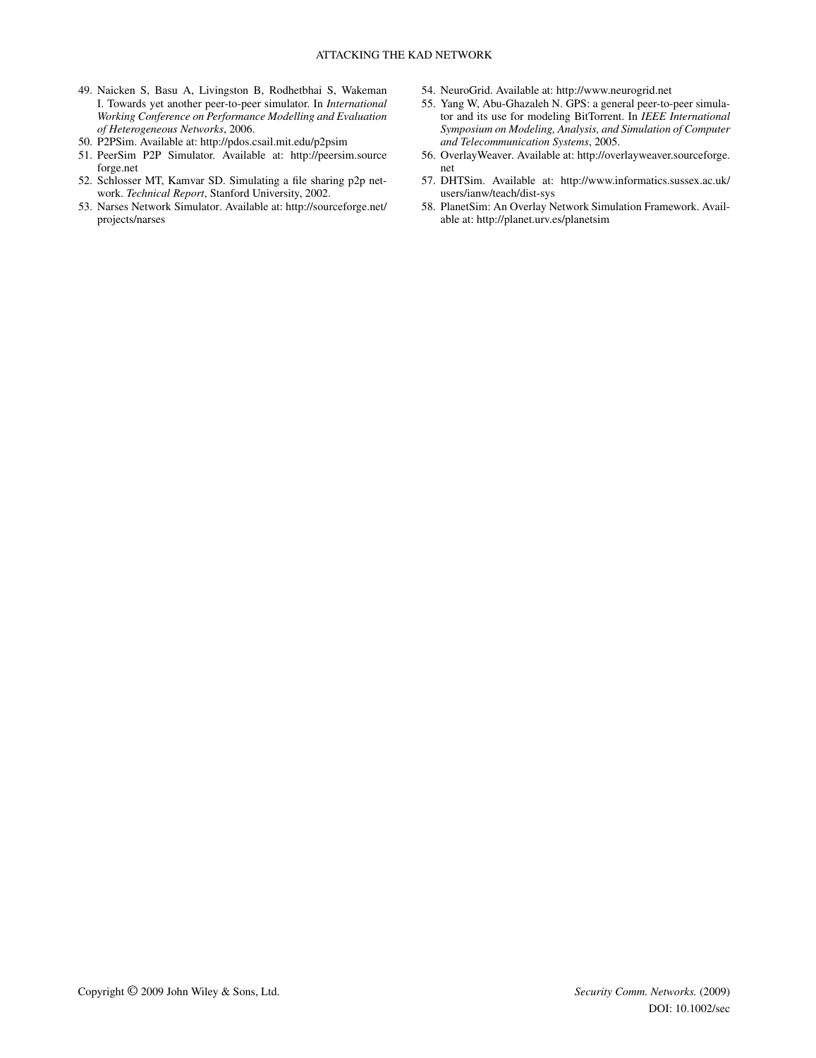49. Naicken S, Basu A, Livingston B, Rodhetbhai S, Wakeman I. Towards yet another peer-to-peer simulator. In *International Working Conference on Performance Modelling and Evaluation of Heterogeneous Networks*, 2006.
50. P2PSim. Available at: http://pdos.csail.mit.edu/p2psim
51. PeerSim P2P Simulator. Available at: http://peersim.sourceforge.net
52. Schlosser MT, Kamvar SD. Simulating a file sharing p2p network. *Technical Report*, Stanford University, 2002.
53. Narses Network Simulator. Available at: http://sourceforge.net/projects/narses
54. NeuroGrid. Available at: http://www.neurogrid.net
55. Yang W, Abu-Ghazaleh N. GPS: a general peer-to-peer simulator and its use for modeling BitTorrent. In *IEEE International Symposium on Modeling, Analysis, and Simulation of Computer and Telecommunication Systems*, 2005.
56. OverlayWeaver. Available at: http://overlayweaver.sourceforge.net
57. DHTSim. Available at: http://www.informatics.sussex.ac.uk/users/ianw/teach/dist-sys
58. PlanetSim: An Overlay Network Simulation Framework. Available at: http://planet.urv.es/planetsim